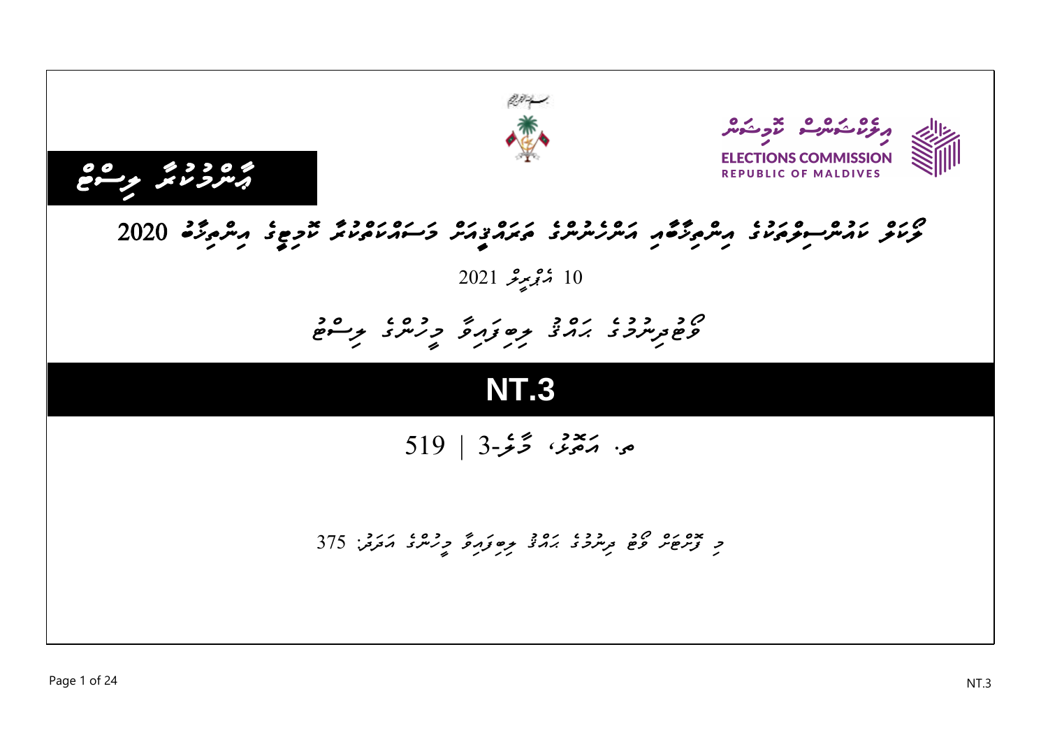# އާންމުކުރާ ލިސްޓު

އިލެކްޝަންސް ކޮމިޝަން

ELECTIONS COMMISSION
REPUBLIC OF MALDIVES

## ލޯކަލް ކައުންސިލްތަކުގެ އިންތިޚާބާއި އަންހެނުންގެ ތަރައްޤީއަށް މަސައްކަތްކުރާ ކޮމިޓީގެ އިންތިޚާބު 2020

10 އޭޕްރީލް 2021

ވޯޓުދިނުމުގެ ހައްޤު ލިބިފައިވާ މީހުންގެ ލިސްޓު

# NT.3

ށ. އަތޮޅު، މާރަ-3 | 519

މި ފޯމުގައި ވޯޓު ދިނުމުގެ ހައްޤު ލިބިފައިވާ މީހުންގެ އަދަދު: 375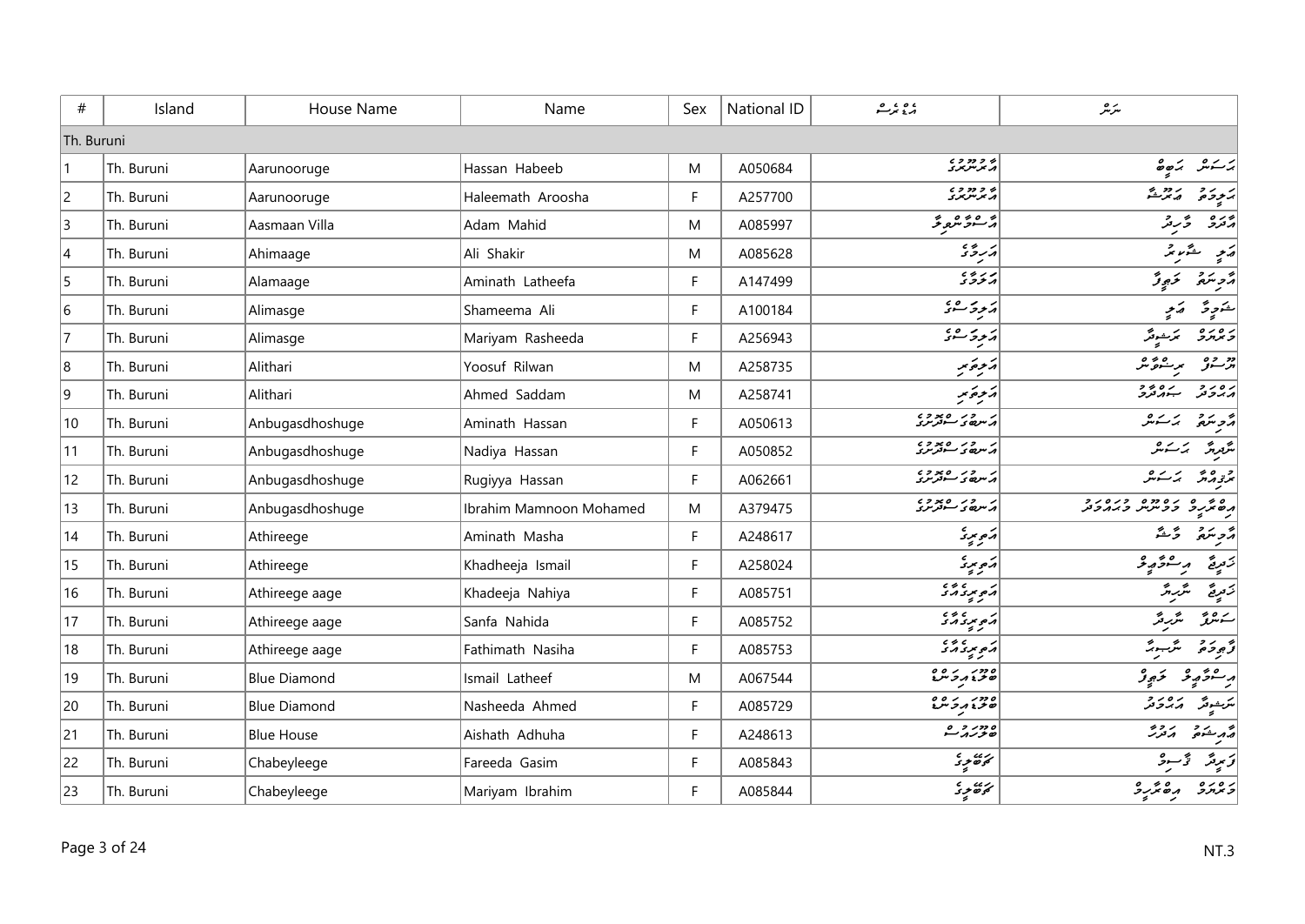| # | Island | House Name | Name | Sex | National ID | ގެއްގެ ނަން | ނަން |
|---|---|---|---|---|---|---|---|
| Th. Buruni | | | | | | | |
| 1 | Th. Buruni | Aarunooruge | Hassan Habeeb | M | A050684 | އާރުނޫރުގެ | ހަސަން ހަބީބު |
| 2 | Th. Buruni | Aarunooruge | Haleemath Aroosha | F | A257700 | އާރުނޫރުގެ | ހަލީމަތު އަރޫޝާ |
| 3 | Th. Buruni | Aasmaan Villa | Adam Mahid | M | A085997 | އާސްމާންވިލާ | އާދަމް މާހިދު |
| 4 | Th. Buruni | Ahimaage | Ali Shakir | M | A085628 | އަހިމާގެ | އަލި ޝާކިރު |
| 5 | Th. Buruni | Alamaage | Aminath Latheefa | F | A147499 | އަލަމާގެ | އާމިނަތު ލަތީފާ |
| 6 | Th. Buruni | Alimasge | Shameema Ali | F | A100184 | އަލިމަސްގެ | ޝަމީމާ އަލި |
| 7 | Th. Buruni | Alimasge | Mariyam Rasheeda | F | A256943 | އަލިމަސްގެ | މަރިޔަމް ރަޝީދާ |
| 8 | Th. Buruni | Alithari | Yoosuf Rilwan | M | A258735 | އަލިތަރި | ޔޫސުފް ރިލްވާން |
| 9 | Th. Buruni | Alithari | Ahmed Saddam | M | A258741 | އަލިތަރި | އަހްމަދު ސައްދާމު |
| 10 | Th. Buruni | Anbugasdhoshuge | Aminath Hassan | F | A050613 | އަނބުގަސްދޮށުގެ | އާމިނަތު ހަސަން |
| 11 | Th. Buruni | Anbugasdhoshuge | Nadiya Hassan | F | A050852 | އަނބުގަސްދޮށުގެ | ނާދިޔާ ހަސަން |
| 12 | Th. Buruni | Anbugasdhoshuge | Rugiyya Hassan | F | A062661 | އަނބުގަސްދޮށުގެ | ރުގިއްޔާ ހަސަން |
| 13 | Th. Buruni | Anbugasdhoshuge | Ibrahim Mamnoon Mohamed | M | A379475 | އަނބުގަސްދޮށުގެ | އިބްރާހީމް މަމްނޫން މުހައްމަދު |
| 14 | Th. Buruni | Athireege | Aminath Masha | F | A248617 | އަތިރީގެ | އާމިނަތު މާޝާ |
| 15 | Th. Buruni | Athireege | Khadheeja Ismail | F | A258024 | އަތިރީގެ | ޚަދީޖާ އިސްމާޢީލް |
| 16 | Th. Buruni | Athireege aage | Khadeeja Nahiya | F | A085751 | އަތިރީގެއާގެ | ޚަދީޖާ ނާހިޔާ |
| 17 | Th. Buruni | Athireege aage | Sanfa Nahida | F | A085752 | އަތިރީގެއާގެ | ސަންފާ ނާހިދާ |
| 18 | Th. Buruni | Athireege aage | Fathimath Nasiha | F | A085753 | އަތިރީގެއާގެ | ފާތިމަތު ނާސިހާ |
| 19 | Th. Buruni | Blue Diamond | Ismail Latheef | M | A067544 | ބްލޫޑައިމަންޑް | އިސްމާޢީލް ލަތީފް |
| 20 | Th. Buruni | Blue Diamond | Nasheeda Ahmed | F | A085729 | ބްލޫޑައިމަންޑް | ނަޝީދާ އަހްމަދު |
| 21 | Th. Buruni | Blue House | Aishath Adhuha | F | A248613 | ބްލޫހައުސް | އާއިޝަތު އަދުހާ |
| 22 | Th. Buruni | Chabeyleege | Fareeda Gasim | F | A085843 | ޗަބޭލީގެ | ފަރީދާ ގާސިމު |
| 23 | Th. Buruni | Chabeyleege | Mariyam Ibrahim | F | A085844 | ޗަބޭލީގެ | މަރިޔަމް އިބްރާހީމް |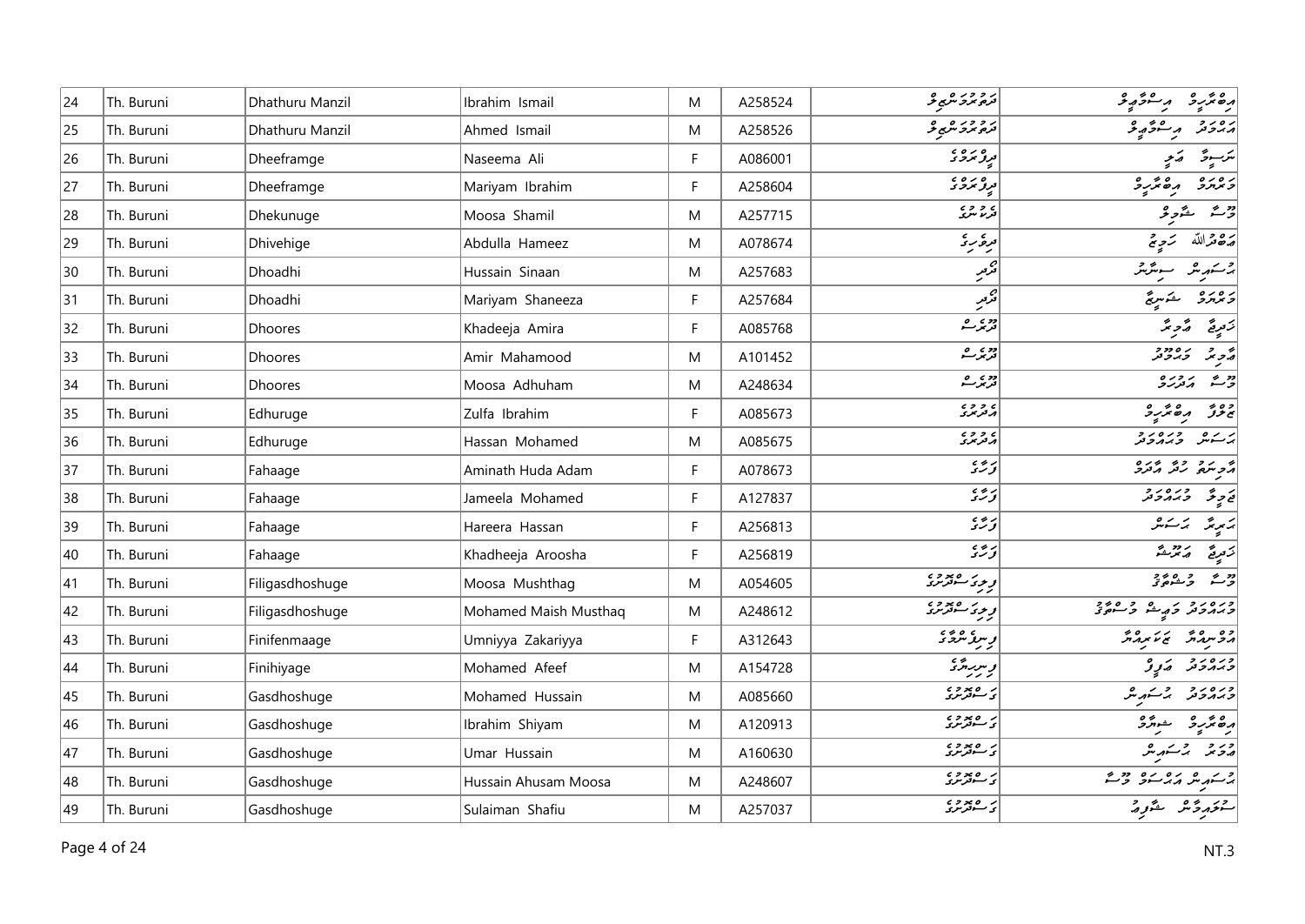| 24 | Th. Buruni | Dhathuru Manzil | Ibrahim Ismail | M | A258524 | ދަތުރުމަންޒިލް | އިބްރާހީމް އިސްމާއިލް |
|---|---|---|---|---|---|---|---|
| 25 | Th. Buruni | Dhathuru Manzil | Ahmed Ismail | M | A258526 | ދަތުރުމަންޒިލް | އަހުމަދު އިސްމާއިލް |
| 26 | Th. Buruni | Dheeframge | Naseema Ali | F | A086001 | ދީފްރަމްގެ | ނަސީމާ ޢަލީ |
| 27 | Th. Buruni | Dheeframge | Mariyam Ibrahim | F | A258604 | ދީފްރަމްގެ | މަރިޔަމް އިބްރާހީމް |
| 28 | Th. Buruni | Dhekunuge | Moosa Shamil | M | A257715 | ދެކުނުގެ | މޫސާ ޝާމިލް |
| 29 | Th. Buruni | Dhivehige | Abdulla Hameez | M | A078674 | ދިވެހިގެ | އަބްދުﷲ ހަމީޒު |
| 30 | Th. Buruni | Dhoadhi | Hussain Sinaan | M | A257683 | ދޯދި | ހުސައިން ސިނާން |
| 31 | Th. Buruni | Dhoadhi | Mariyam Shaneeza | F | A257684 | ދޯދި | މަރިޔަމް ޝަނީޒާ |
| 32 | Th. Buruni | Dhoores | Khadeeja Amira | F | A085768 | ދޫރެސް | ޚަދީޖާ އާމިރާ |
| 33 | Th. Buruni | Dhoores | Amir Mahamood | M | A101452 | ދޫރެސް | އާމިރު މަޙްމޫދު |
| 34 | Th. Buruni | Dhoores | Moosa Adhuham | M | A248634 | ދޫރެސް | މޫސާ އަދުހަމް |
| 35 | Th. Buruni | Edhuruge | Zulfa Ibrahim | F | A085673 | އެދުރުގެ | ޒުލްފާ އިބްރާހީމް |
| 36 | Th. Buruni | Edhuruge | Hassan Mohamed | M | A085675 | އެދުރުގެ | ހަސަން މުހައްމަދު |
| 37 | Th. Buruni | Fahaage | Aminath Huda Adam | F | A078673 | ފަހާގެ | އާމިނަތު ހުދާ އާދަމް |
| 38 | Th. Buruni | Fahaage | Jameela Mohamed | F | A127837 | ފަހާގެ | ޖަމީލާ މުހައްމަދު |
| 39 | Th. Buruni | Fahaage | Hareera Hassan | F | A256813 | ފަހާގެ | ހަރީރާ ހަސަން |
| 40 | Th. Buruni | Fahaage | Khadheeja Aroosha | F | A256819 | ފަހާގެ | ޚަދީޖާ އަރޫޝާ |
| 41 | Th. Buruni | Filigasdhoshuge | Moosa Mushthag | M | A054605 | ފިލިގަސްދޮށުގެ | މޫސާ މުޝްތާޤު |
| 42 | Th. Buruni | Filigasdhoshuge | Mohamed Maish Musthaq | M | A248612 | ފިލިގަސްދޮށުގެ | މުހައްމަދު މައިޝް މުސްތާޤު |
| 43 | Th. Buruni | Finifenmaage | Umniyya Zakariyya | F | A312643 | ފިނިފެންމާގެ | އުމްނިއްޔާ ޒަކަރިއްޔާ |
| 44 | Th. Buruni | Finihiyage | Mohamed Afeef | M | A154728 | ފިނިހިޔާގެ | މުހައްމަދު އަފީފު |
| 45 | Th. Buruni | Gasdhoshuge | Mohamed Hussain | M | A085660 | ގަސްދޮށުގެ | މުހައްމަދު ހުސައިން |
| 46 | Th. Buruni | Gasdhoshuge | Ibrahim Shiyam | M | A120913 | ގަސްދޮށުގެ | އިބްރާހީމް ޝިޔާމް |
| 47 | Th. Buruni | Gasdhoshuge | Umar Hussain | M | A160630 | ގަސްދޮށުގެ | ޢުމަރު ހުސައިން |
| 48 | Th. Buruni | Gasdhoshuge | Hussain Ahusam Moosa | M | A248607 | ގަސްދޮށުގެ | ހުސައިން އަހުސަމް މޫސާ |
| 49 | Th. Buruni | Gasdhoshuge | Sulaiman Shafiu | M | A257037 | ގަސްދޮށުގެ | ސުލައިމާން ޝާފިޢު |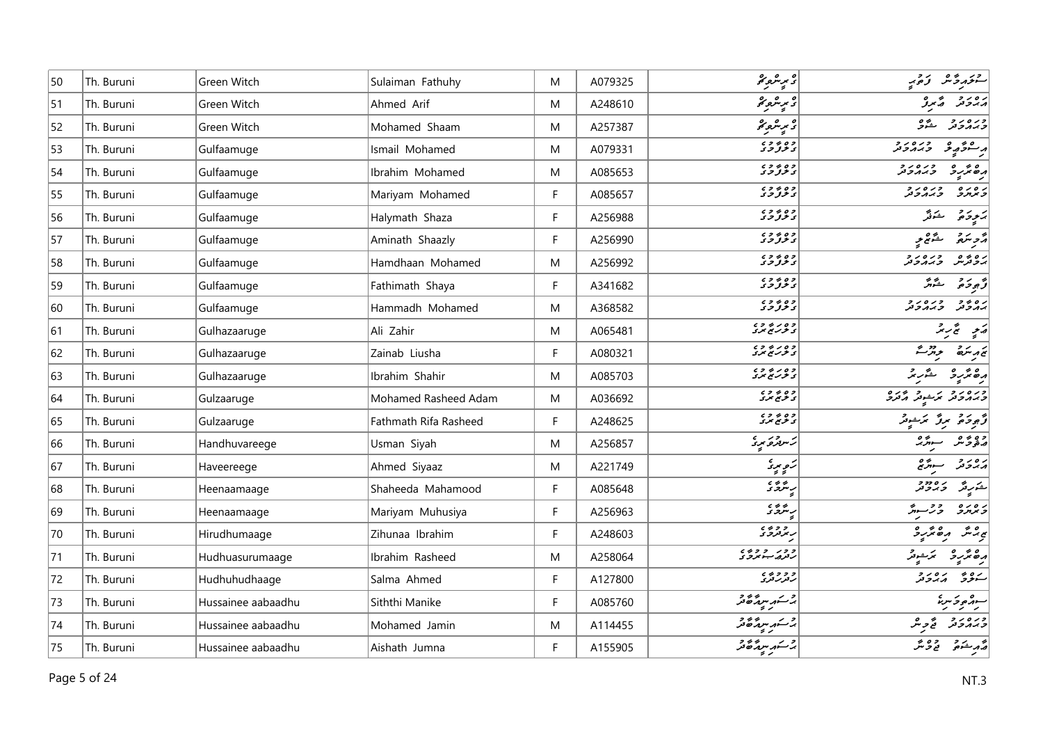| 50 | Th. Buruni | Green Witch | Sulaiman Fathuhy | M | A079325 | ގްރީންވިޗް | ސުލައިމާން ފަތުހީ |
|---|---|---|---|---|---|---|---|
| 51 | Th. Buruni | Green Witch | Ahmed Arif | M | A248610 | ގްރީންވިޗް | އަހުމަދު އާރިފު |
| 52 | Th. Buruni | Green Witch | Mohamed Shaam | M | A257387 | ގްރީންވިޗް | މުޙައްމަދު ޝާމް |
| 53 | Th. Buruni | Gulfaamuge | Ismail Mohamed | M | A079331 | ގުލްފާމުގެ | އިސްމާއީލް މުޙައްމަދު |
| 54 | Th. Buruni | Gulfaamuge | Ibrahim Mohamed | M | A085653 | ގުލްފާމުގެ | އިބްރާހީމް މުޙައްމަދު |
| 55 | Th. Buruni | Gulfaamuge | Mariyam Mohamed | F | A085657 | ގުލްފާމުގެ | މަރިޔަމް މުޙައްމަދު |
| 56 | Th. Buruni | Gulfaamuge | Halymath Shaza | F | A256988 | ގުލްފާމުގެ | ހަލީމަތު ޝަޒާ |
| 57 | Th. Buruni | Gulfaamuge | Aminath Shaazly | F | A256990 | ގުލްފާމުގެ | އާމިނަތު ޝާޒްލީ |
| 58 | Th. Buruni | Gulfaamuge | Hamdhaan Mohamed | M | A256992 | ގުލްފާމުގެ | ހަމްދާން މުޙައްމަދު |
| 59 | Th. Buruni | Gulfaamuge | Fathimath Shaya | F | A341682 | ގުލްފާމުގެ | ފާތިމަތު ޝާޔާ |
| 60 | Th. Buruni | Gulfaamuge | Hammadh Mohamed | M | A368582 | ގުލްފާމުގެ | ހައްމާދު މުޙައްމަދު |
| 61 | Th. Buruni | Gulhazaaruge | Ali Zahir | M | A065481 | ގުލްހަޒާރުގެ | އަލީ ޒާހިރު |
| 62 | Th. Buruni | Gulhazaaruge | Zainab Liusha | F | A080321 | ގުލްހަޒާރުގެ | ޒައިނަބު ލިއުޝާ |
| 63 | Th. Buruni | Gulhazaaruge | Ibrahim Shahir | M | A085703 | ގުލްހަޒާރުގެ | އިބްރާހީމް ޝާހިރު |
| 64 | Th. Buruni | Gulzaaruge | Mohamed Rasheed Adam | M | A036692 | ގުލްޒާރުގެ | މުޙައްމަދު ރަޝީދު އާދަމް |
| 65 | Th. Buruni | Gulzaaruge | Fathmath Rifa Rasheed | F | A248625 | ގުލްޒާރުގެ | ފާތިމަތު ރިފާ ރަޝީދު |
| 66 | Th. Buruni | Handhuvareege | Usman Siyah | M | A256857 | ހަނދުވަރީގެ | އުސްމާން ސިޔާހު |
| 67 | Th. Buruni | Haveereege | Ahmed Siyaaz | M | A221749 | ހަވީރީގެ | އަހުމަދު ސިޔާޒް |
| 68 | Th. Buruni | Heenaamaage | Shaheeda Mahamood | F | A085648 | ހީނާމާގެ | ޝަހީދާ މަހުމޫދު |
| 69 | Th. Buruni | Heenaamaage | Mariyam Muhusiya | F | A256963 | ހީނާމާގެ | މަރިޔަމް މުހުސިޔާ |
| 70 | Th. Buruni | Hirudhumaage | Zihunaa Ibrahim | F | A248603 | ހިރުދުމާގެ | ޒިހުނާ އިބްރާހީމް |
| 71 | Th. Buruni | Hudhuasurumaage | Ibrahim Rasheed | M | A258064 | ހުދުއަސުރުމާގެ | އިބްރާހީމް ރަޝީދު |
| 72 | Th. Buruni | Hudhuhudhaage | Salma Ahmed | F | A127800 | ހުދުހުދާގެ | ސަލްމާ އަހުމަދު |
| 73 | Th. Buruni | Hussainee aabaadhu | Siththi Manike | F | A085760 | ހުސައިނީއާބާދު | ސިއްތިމަނިކެ |
| 74 | Th. Buruni | Hussainee aabaadhu | Mohamed Jamin | M | A114455 | ހުސައިނީއާބާދު | މުޙައްމަދު ޖާމިން |
| 75 | Th. Buruni | Hussainee aabaadhu | Aishath Jumna | F | A155905 | ހުސައިނީއާބާދު | އާއިޝަތު ޖުމްނާ |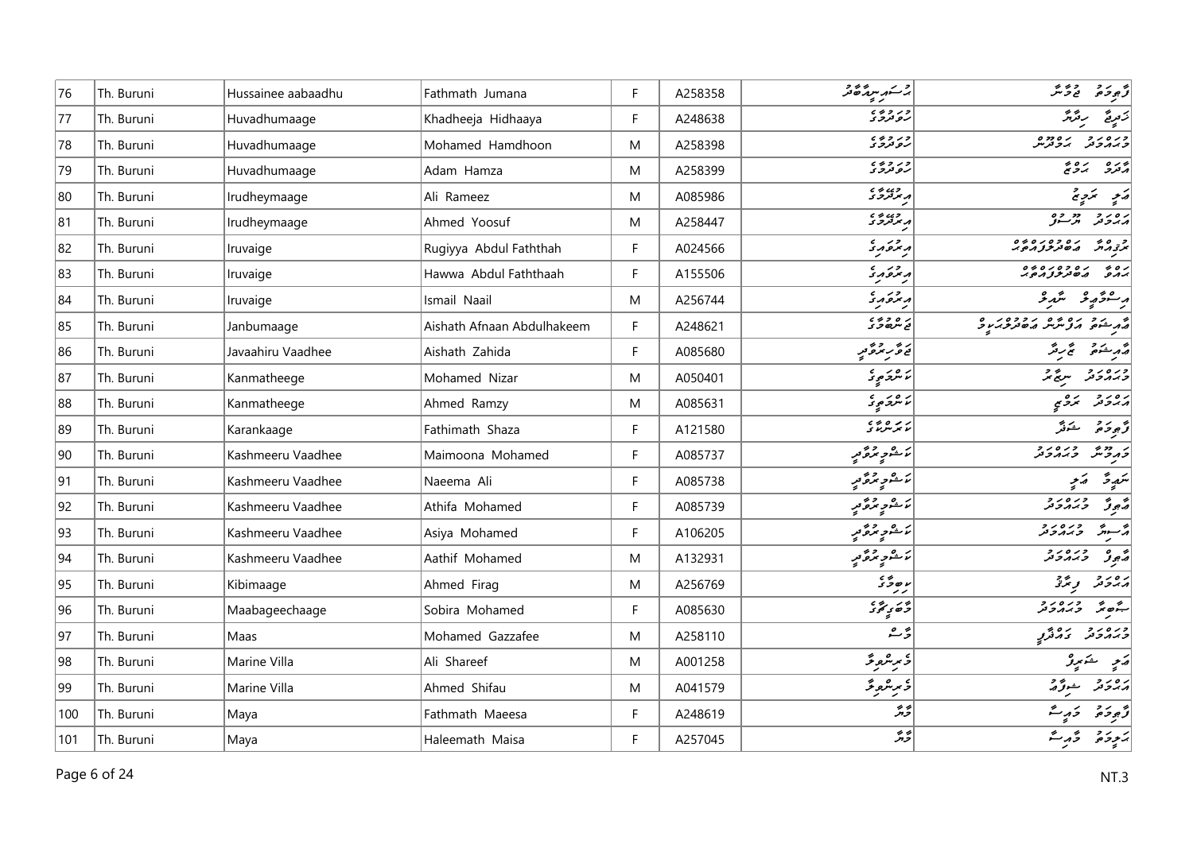| 76 | Th. Buruni | Hussainee aabaadhu | Fathmath Jumana | F | A258358 | ޙުސައިނީއާބާދު | ފާތިމަތު ޖުމާނާ |
|---|---|---|---|---|---|---|---|
| 77 | Th. Buruni | Huvadhumaage | Khadheeja Hidhaaya | F | A248638 | ހުވަދުމާގެ | ޚަދީޖާ ހިދާޔާ |
| 78 | Th. Buruni | Huvadhumaage | Mohamed Hamdhoon | M | A258398 | ހުވަދުމާގެ | މުހައްމަދު ހަމްދޫން |
| 79 | Th. Buruni | Huvadhumaage | Adam Hamza | M | A258399 | ހުވަދުމާގެ | އާދަމް ހަމްޒާ |
| 80 | Th. Buruni | Irudheymaage | Ali Rameez | M | A085986 | އިރުދޭމާގެ | އަލި ރަމީޒު |
| 81 | Th. Buruni | Irudheymaage | Ahmed Yoosuf | M | A258447 | އިރުދޭމާގެ | އަޙްމަދު ޔޫސުފް |
| 82 | Th. Buruni | Iruvaige | Rugiyya Abdul Faththah | F | A024566 | އިރުވައިގެ | ރުޤިއްޔާ އަބްދުލްފައްތާޙް |
| 83 | Th. Buruni | Iruvaige | Hawwa Abdul Faththaah | F | A155506 | އިރުވައިގެ | ހައްވާ އަބްދުލްފައްތާޙް |
| 84 | Th. Buruni | Iruvaige | Ismail Naail | M | A256744 | އިރުވައިގެ | އިސްމާޢީލް ނާއިލް |
| 85 | Th. Buruni | Janbumaage | Aishath Afnaan Abdulhakeem | F | A248621 | ޖަންބުމާގެ | ޢާއިޝަތު އަފްނާން އަބްދުލްޙަކީމް |
| 86 | Th. Buruni | Javaahiru Vaadhee | Aishath Zahida | F | A085680 | ޖަވާހިރުވާދީ | ޢާއިޝަތު ޒާހިދާ |
| 87 | Th. Buruni | Kanmatheege | Mohamed Nizar | M | A050401 | ކަންމަތީގެ | މުހައްމަދު ނިޒާރު |
| 88 | Th. Buruni | Kanmatheege | Ahmed Ramzy | M | A085631 | ކަންމަތީގެ | އަޙްމަދު ރަމްޒީ |
| 89 | Th. Buruni | Karankaage | Fathimath Shaza | F | A121580 | ކަރަންކާގެ | ފާތިމަތު ޝަޒާ |
| 90 | Th. Buruni | Kashmeeru Vaadhee | Maimoona Mohamed | F | A085737 | ކަޝްމީރުވާދީ | މައިމޫނާ މުހައްމަދު |
| 91 | Th. Buruni | Kashmeeru Vaadhee | Naeema Ali | F | A085738 | ކަޝްމީރުވާދީ | ނައީމާ އަލި |
| 92 | Th. Buruni | Kashmeeru Vaadhee | Athifa Mohamed | F | A085739 | ކަޝްމީރުވާދީ | އާތިފާ މުހައްމަދު |
| 93 | Th. Buruni | Kashmeeru Vaadhee | Asiya Mohamed | F | A106205 | ކަޝްމީރުވާދީ | އާސިޔާ މުހައްމަދު |
| 94 | Th. Buruni | Kashmeeru Vaadhee | Aathif Mohamed | M | A132931 | ކަޝްމީރުވާދީ | އާތިފް މުހައްމަދު |
| 95 | Th. Buruni | Kibimaage | Ahmed Firag | M | A256769 | ކިބިމާގެ | އަޙްމަދު ފިރާގު |
| 96 | Th. Buruni | Maabageechaage | Sobira Mohamed | F | A085630 | މާބަގީޗާގެ | ޞާބިރާ މުހައްމަދު |
| 97 | Th. Buruni | Maas | Mohamed Gazzafee | M | A258110 | މާސް | މުހައްމަދު ގައްޒާފީ |
| 98 | Th. Buruni | Marine Villa | Ali Shareef | M | A001258 | މެރިންވިލާ | އަލި ޝަރީފް |
| 99 | Th. Buruni | Marine Villa | Ahmed Shifau | M | A041579 | މެރިންވިލާ | އަޙްމަދު ޝިފާއު |
| 100 | Th. Buruni | Maya | Fathmath Maeesa | F | A248619 | މާޔާ | ފާތިމަތު މައީސާ |
| 101 | Th. Buruni | Maya | Haleemath Maisa | F | A257045 | މާޔާ | ހަލީމަތު މާއިސާ |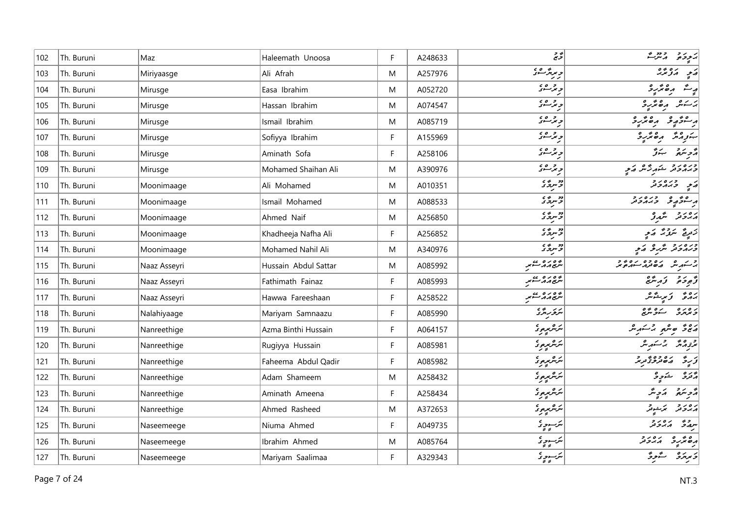| 102 | Th. Buruni | Maz | Haleemath Unoosa | F | A248633 | މާޒް | ހަލީމަތު އުނޫސާ |
|---|---|---|---|---|---|---|---|
| 103 | Th. Buruni | Miriyaasge | Ali Afrah | M | A257976 | މިރިޔާސްގެ | ޢަލި އަފްރާހް |
| 104 | Th. Buruni | Mirusge | Easa Ibrahim | M | A052720 | މިރުސްގެ | ޢީސާ އިބްރާހީމް |
| 105 | Th. Buruni | Mirusge | Hassan Ibrahim | M | A074547 | މިރުސްގެ | ހަސަން އިބްރާހީމް |
| 106 | Th. Buruni | Mirusge | Ismail Ibrahim | M | A085719 | މިރުސްގެ | އިސްމާއިލް އިބްރާހީމް |
| 107 | Th. Buruni | Mirusge | Sofiyya Ibrahim | F | A155969 | މިރުސްގެ | ޞަފިއްޔާ އިބްރާހީމް |
| 108 | Th. Buruni | Mirusge | Aminath Sofa | F | A258106 | މިރުސްގެ | އާމިނަތު ސަފާ |
| 109 | Th. Buruni | Mirusge | Mohamed Shaihan Ali | M | A390976 | މިރުސްގެ | މުޙައްމަދު ޝައިހާން ޢަލި |
| 110 | Th. Buruni | Moonimaage | Ali Mohamed | M | A010351 | މޫނިމާގެ | ޢަލި މުޙައްމަދު |
| 111 | Th. Buruni | Moonimaage | Ismail Mohamed | M | A088533 | މޫނިމާގެ | އިސްމާއިލް މުޙައްމަދު |
| 112 | Th. Buruni | Moonimaage | Ahmed Naif | M | A256850 | މޫނިމާގެ | އަޙްމަދު ނާއިފް |
| 113 | Th. Buruni | Moonimaage | Khadheeja Nafha Ali | F | A256852 | މޫނިމާގެ | ޚަދީޖާ ނަފްހާ ޢަލި |
| 114 | Th. Buruni | Moonimaage | Mohamed Nahil Ali | M | A340976 | މޫނިމާގެ | މުޙައްމަދު ނާހިލް ޢަލި |
| 115 | Th. Buruni | Naaz Asseyri | Hussain Abdul Sattar | M | A085992 | ނާޒް އައްސޭރި | ޙުސައިން ޢަބްދުލްސައްތާރު |
| 116 | Th. Buruni | Naaz Asseyri | Fathimath Fainaz | F | A085993 | ނާޒް އައްސޭރި | ފާތިމަތު ފައިނާޒް |
| 117 | Th. Buruni | Naaz Asseyri | Hawwa Fareeshaan | F | A258522 | ނާޒް އައްސޭރި | ހައްވާ ފަރީޝާން |
| 118 | Th. Buruni | Nalahiyaage | Mariyam Samnaazu | F | A085990 | ނަލަހިޔާގެ | މަރިޔަމް ސަމްނާޒު |
| 119 | Th. Buruni | Nanreethige | Azma Binthi Hussain | F | A064157 | ނަންރީތިގެ | އަޒްމާ ބިންތި ޙުސައިން |
| 120 | Th. Buruni | Nanreethige | Rugiyya Hussain | F | A085981 | ނަންރީތިގެ | ރުޤިއްޔާ ޙުސައިން |
| 121 | Th. Buruni | Nanreethige | Faheema Abdul Qadir | F | A085982 | ނަންރީތިގެ | ފަހީމާ ޢަބްދުލްޤާދިރު |
| 122 | Th. Buruni | Nanreethige | Adam Shameem | M | A258432 | ނަންރީތިގެ | އާދަމް ޝަމީމް |
| 123 | Th. Buruni | Nanreethige | Aminath Ameena | F | A258434 | ނަންރީތިގެ | އާމިނަތު އަމީނާ |
| 124 | Th. Buruni | Nanreethige | Ahmed Rasheed | M | A372653 | ނަންރީތިގެ | އަޙްމަދު ރަޝީދު |
| 125 | Th. Buruni | Naseemeege | Niuma Ahmed | F | A049735 | ނަސީމީގެ | ނިޢުމާ އަޙްމަދު |
| 126 | Th. Buruni | Naseemeege | Ibrahim Ahmed | M | A085764 | ނަސީމީގެ | އިބްރާހީމް އަޙްމަދު |
| 127 | Th. Buruni | Naseemeege | Mariyam Saalimaa | F | A329343 | ނަސީމީގެ | މަރިޔަމް ސާލިމާ |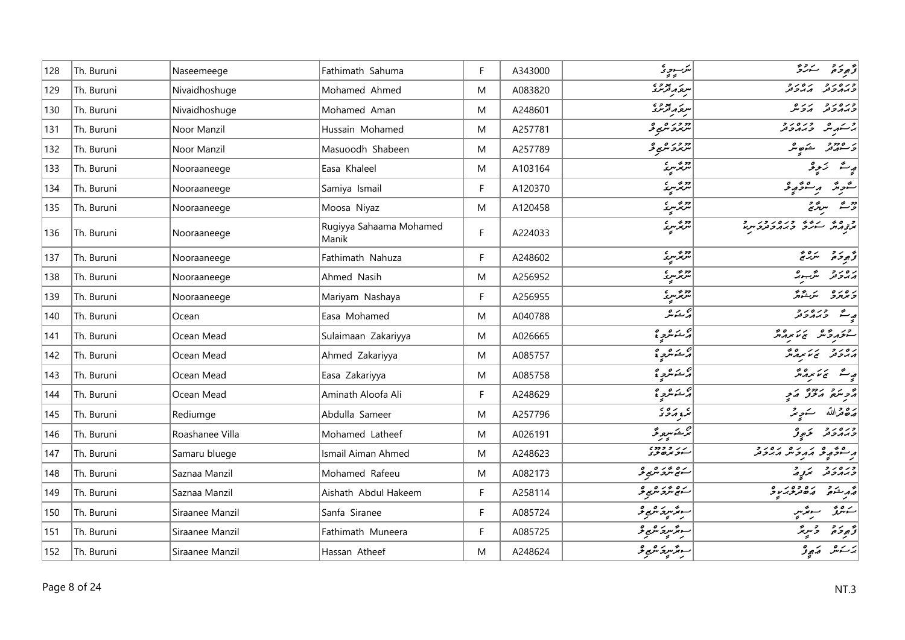| 128 | Th. Buruni | Naseemeege | Fathimath Sahuma | F | A343000 | ނަސީމީގެ | ފާތިމަތު ސަހުމާ |
|---|---|---|---|---|---|---|---|
| 129 | Th. Buruni | Nivaidhoshuge | Mohamed Ahmed | M | A083820 | ނިވައިދޮށުގެ | މުހައްމަދު އަހުމަދު |
| 130 | Th. Buruni | Nivaidhoshuge | Mohamed Aman | M | A248601 | ނިވައިދޮށުގެ | މުހައްމަދު އަމަން |
| 131 | Th. Buruni | Noor Manzil | Hussain Mohamed | M | A257781 | ނޫރުމަންޒިލް | ހުސައިން މުހައްމަދު |
| 132 | Th. Buruni | Noor Manzil | Masuoodh Shabeen | M | A257789 | ނޫރުމަންޒިލް | މަސްޢޫދު ޝަބީން |
| 133 | Th. Buruni | Nooraaneege | Easa Khaleel | M | A103164 | ނޫރާނީގެ | ޢީސާ ޚަލީލް |
| 134 | Th. Buruni | Nooraaneege | Samiya Ismail | F | A120370 | ނޫރާނީގެ | ސާމިޔާ އިސްމާޢީލް |
| 135 | Th. Buruni | Nooraaneege | Moosa Niyaz | M | A120458 | ނޫރާނީގެ | މޫސާ ނިޔާޒް |
| 136 | Th. Buruni | Nooraaneege | Rugiyya Sahaama Mohamed Manik | F | A224033 | ނޫރާނީގެ | ރުގިއްޔާ ސަހާމާ މުހައްމަދުމަނިކު |
| 137 | Th. Buruni | Nooraaneege | Fathimath Nahuza | F | A248602 | ނޫރާނީގެ | ފާތިމަތު ނަހުޒާ |
| 138 | Th. Buruni | Nooraaneege | Ahmed Nasih | M | A256952 | ނޫރާނީގެ | އަހުމަދު ނާސިހު |
| 139 | Th. Buruni | Nooraaneege | Mariyam Nashaya | F | A256955 | ނޫރާނީގެ | މަރިޔަމް ނަޝާޔާ |
| 140 | Th. Buruni | Ocean | Easa Mohamed | M | A040788 | އޯޝަން | ޢީސާ މުހައްމަދު |
| 141 | Th. Buruni | Ocean Mead | Sulaimaan Zakariyya | M | A026665 | އޯޝަންމީޑް | ސުލައިމާން ޒަކަރިއްޔާ |
| 142 | Th. Buruni | Ocean Mead | Ahmed Zakariyya | M | A085757 | އޯޝަންމީޑް | އަހުމަދު ޒަކަރިއްޔާ |
| 143 | Th. Buruni | Ocean Mead | Easa Zakariyya | M | A085758 | އޯޝަންމީޑް | ޢީސާ ޒަކަރިއްޔާ |
| 144 | Th. Buruni | Ocean Mead | Aminath Aloofa Ali | F | A248629 | އޯޝަންމީޑް | އާމިނަތު އަލޫފާ އަލި |
| 145 | Th. Buruni | Rediumge | Abdulla Sameer | M | A257796 | ރެޑިއަމްގެ | އަބްދުﷲ ސަމީރު |
| 146 | Th. Buruni | Roashanee Villa | Mohamed Latheef | M | A026191 | ރޯޝަނީވިލާ | މުހައްމަދު ލަތީފު |
| 147 | Th. Buruni | Samaru bluege | Ismail Aiman Ahmed | M | A248623 | ސަމަރުބްލޫގެ | އިސްމާޢީލް އައިމަން އަހުމަދު |
| 148 | Th. Buruni | Saznaa Manzil | Mohamed Rafeeu | M | A082173 | ސަޒްނާމަންޒިލް | މުހައްމަދު ރަފީޢު |
| 149 | Th. Buruni | Saznaa Manzil | Aishath Abdul Hakeem | F | A258114 | ސަޒްނާމަންޒިލް | އާއިޝަތު އަބްދުލްހަކީމް |
| 150 | Th. Buruni | Siraanee Manzil | Sanfa Siranee | F | A085724 | ސިރާނީމަންޒިލް | ސަންފާ ސިރާނީ |
| 151 | Th. Buruni | Siraanee Manzil | Fathimath Muneera | F | A085725 | ސިރާނީމަންޒިލް | ފާތިމަތު މުނީރާ |
| 152 | Th. Buruni | Siraanee Manzil | Hassan Atheef | M | A248624 | ސިރާނީމަންޒިލް | ހަސަން އަތީފު |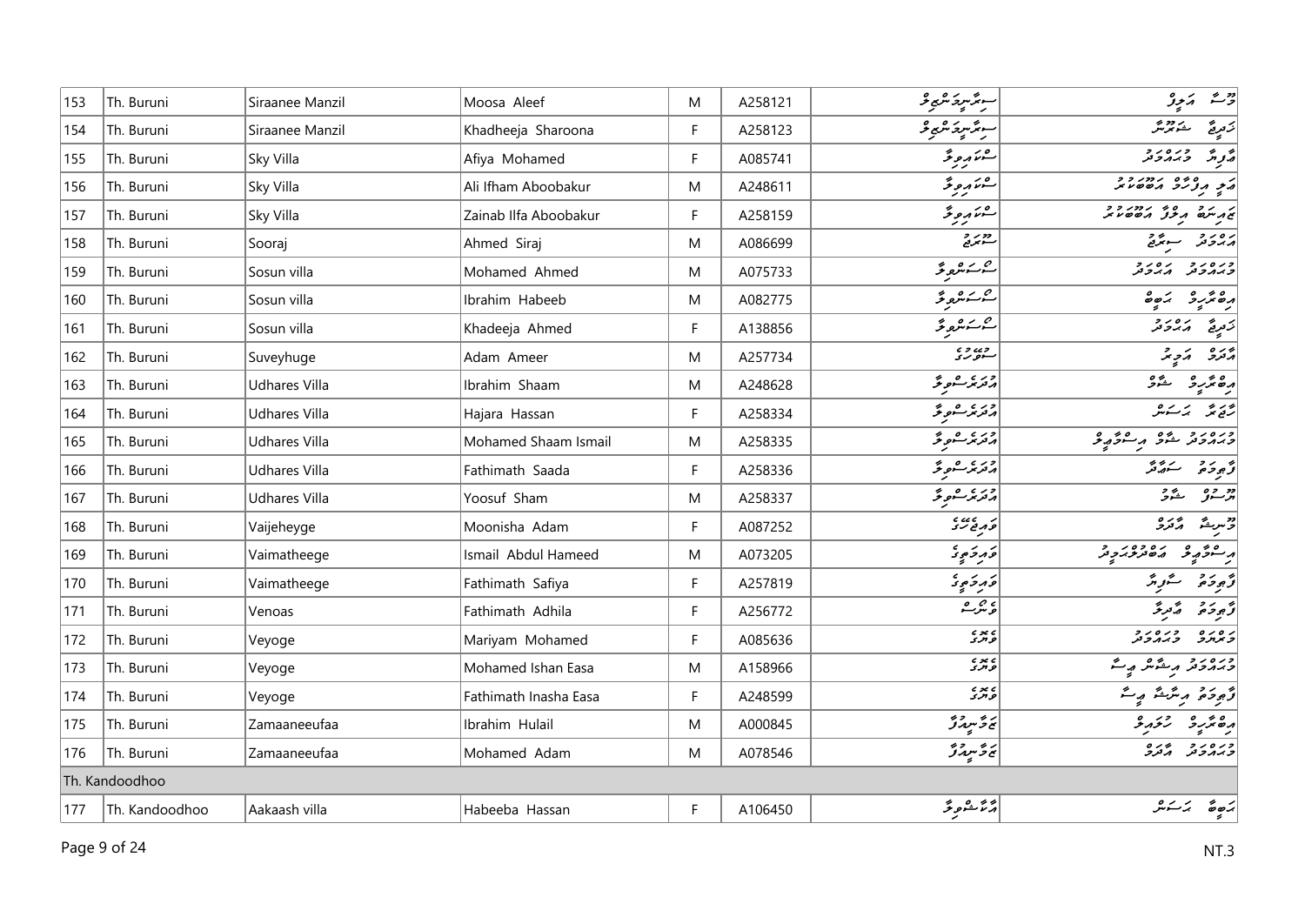| 153 | Th. Buruni | Siraanee Manzil | Moosa Aleef | M | A258121 | سِرَانީ މަންޒިލް | މޫސާ އަލީފް |
|---|---|---|---|---|---|---|---|
| 154 | Th. Buruni | Siraanee Manzil | Khadheeja Sharoona | F | A258123 | ސިރާނީ މަންޒިލް | ޚަދީޖާ ޝަރޫނާ |
| 155 | Th. Buruni | Sky Villa | Afiya Mohamed | F | A085741 | ސްކައިވިލާ | އާފިޔާ މުޙައްމަދު |
| 156 | Th. Buruni | Sky Villa | Ali Ifham Aboobakur | M | A248611 | ސްކައިވިލާ | އަލީ އިފްހާމް އަބޫބަކުރު |
| 157 | Th. Buruni | Sky Villa | Zainab Ilfa Aboobakur | F | A258159 | ސްކައިވިލާ | ޒައިނަބް އިލްފާ އަބޫބަކުރު |
| 158 | Th. Buruni | Sooraj | Ahmed Siraj | M | A086699 | ސޫރަޖް | އަޙްމަދު ސިރާޖް |
| 159 | Th. Buruni | Sosun villa | Mohamed Ahmed | M | A075733 | ސޯސަންވިލާ | މުޙައްމަދު އަޙްމަދު |
| 160 | Th. Buruni | Sosun villa | Ibrahim Habeeb | M | A082775 | ސޯސަންވިލާ | އިބްރާހީމް ހަބީބް |
| 161 | Th. Buruni | Sosun villa | Khadeeja Ahmed | F | A138856 | ސޯސަންވިލާ | ޚަދީޖާ އަޙްމަދު |
| 162 | Th. Buruni | Suveyhuge | Adam Ameer | M | A257734 | ސުވޭހުގެ | އާދަމް އަމީރު |
| 163 | Th. Buruni | Udhares Villa | Ibrahim Shaam | M | A248628 | އުދަރެސްވިލާ | އިބްރާހީމް ޝާމް |
| 164 | Th. Buruni | Udhares Villa | Hajara Hassan | F | A258334 | އުދަރެސްވިލާ | ހާޖަރާ ހަސަން |
| 165 | Th. Buruni | Udhares Villa | Mohamed Shaam Ismail | M | A258335 | އުދަރެސްވިލާ | މުޙައްމަދު ޝާމް އިސްމާޢީލް |
| 166 | Th. Buruni | Udhares Villa | Fathimath Saada | F | A258336 | އުދަރެސްވިލާ | ފާތިމަތު ސަޢާދާ |
| 167 | Th. Buruni | Udhares Villa | Yoosuf Sham | M | A258337 | އުދަރެސްވިލާ | ޔޫސުފް ޝާމް |
| 168 | Th. Buruni | Vaijeheyge | Moonisha Adam | F | A087252 | ވައިޖެހޭގެ | މޫނިޝާ އާދަމް |
| 169 | Th. Buruni | Vaimatheege | Ismail Abdul Hameed | M | A073205 | ވައިމަތީގެ | އިސްމާޢީލް އަބްދުލްޙަމީދު |
| 170 | Th. Buruni | Vaimatheege | Fathimath Safiya | F | A257819 | ވައިމަތީގެ | ފާތިމަތު ސާފިޔާ |
| 171 | Th. Buruni | Venoas | Fathimath Adhila | F | A256772 | ވެނޯސް | ފާތިމަތު އާދިލާ |
| 172 | Th. Buruni | Veyoge | Mariyam Mohamed | F | A085636 | ވެޔޮގެ | މަރިޔަމް މުޙައްމަދު |
| 173 | Th. Buruni | Veyoge | Mohamed Ishan Easa | M | A158966 | ވެޔޮގެ | މުޙައްމަދު އިޝާން ޢީސާ |
| 174 | Th. Buruni | Veyoge | Fathimath Inasha Easa | F | A248599 | ވެޔޮގެ | ފާތިމަތު އިނާޝާ ޢީސާ |
| 175 | Th. Buruni | Zamaaneeufaa | Ibrahim Hulail | M | A000845 | ޒަމާނީއުފާ | އިބްރާހީމް ހުލައިލް |
| 176 | Th. Buruni | Zamaaneeufaa | Mohamed Adam | M | A078546 | ޒަމާނީއުފާ | މުޙައްމަދު އާދަމް |
| Th. Kandoodhoo | | | | | | | |
| 177 | Th. Kandoodhoo | Aakaash villa | Habeeba Hassan | F | A106450 | އާކާޝްވިލާ | ހަބީބާ ހަސަން |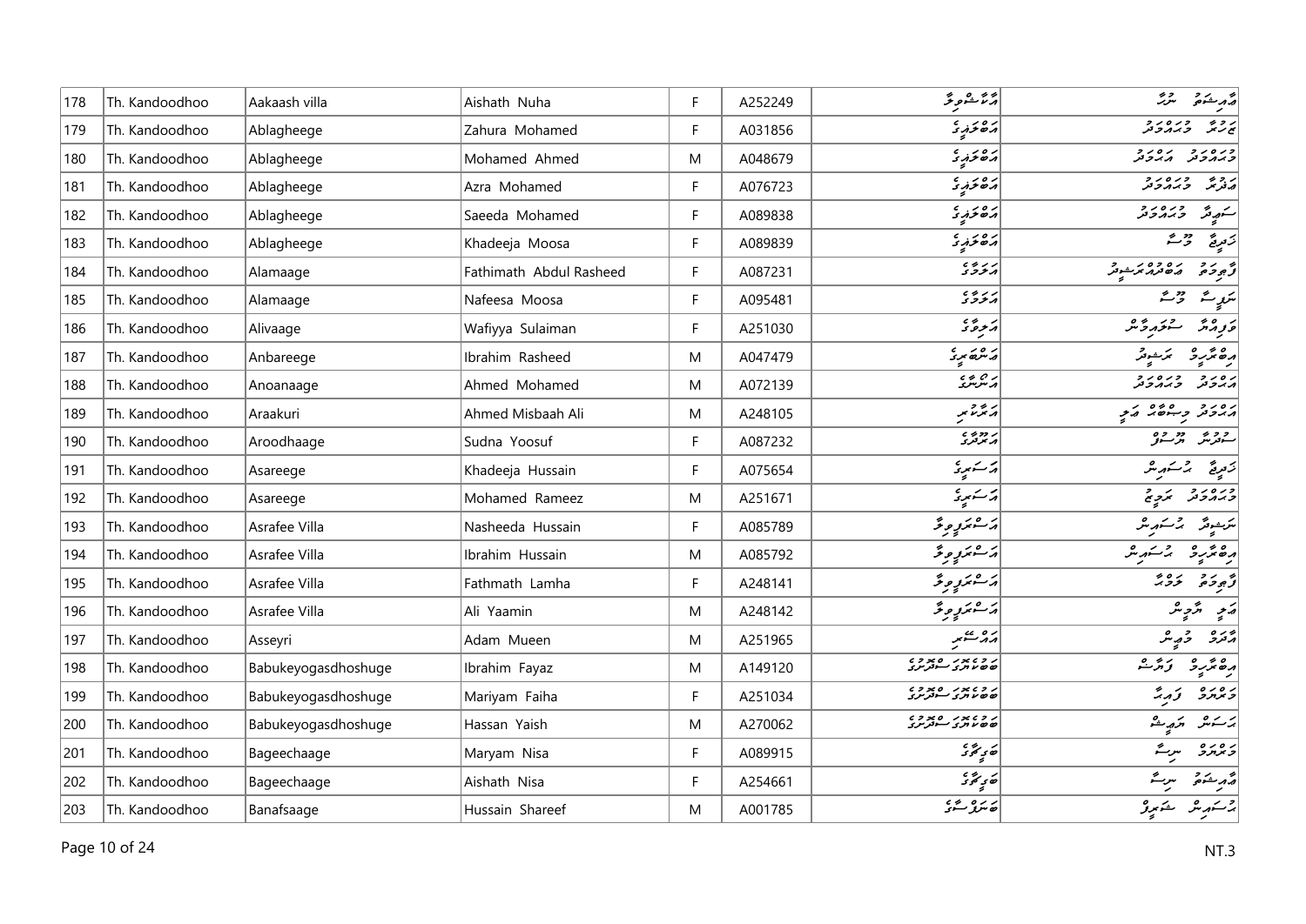| 178 | Th. Kandoodhoo | Aakaash villa | Aishath Nuha | F | A252249 | އާކާޝްވިލާ | އައިޝަތު ނުހާ |
|---|---|---|---|---|---|---|---|
| 179 | Th. Kandoodhoo | Ablagheege | Zahura Mohamed | F | A031856 | އަބްލަޣީގެ | ޒަހުރާ މުހައްމަދު |
| 180 | Th. Kandoodhoo | Ablagheege | Mohamed Ahmed | M | A048679 | އަބްލަޣީގެ | މުހައްމަދު އަހްމަދު |
| 181 | Th. Kandoodhoo | Ablagheege | Azra Mohamed | F | A076723 | އަބްލަޣީގެ | އަޒްރާ މުހައްމަދު |
| 182 | Th. Kandoodhoo | Ablagheege | Saeeda Mohamed | F | A089838 | އަބްލަޣީގެ | ސައީދާ މުހައްމަދު |
| 183 | Th. Kandoodhoo | Ablagheege | Khadeeja Moosa | F | A089839 | އަބްލަޣީގެ | ޚަދީޖާ މޫސާ |
| 184 | Th. Kandoodhoo | Alamaage | Fathimath Abdul Rasheed | F | A087231 | އަލަމާގެ | ފާތިމަތު އަބްދުއްރަޝީދު |
| 185 | Th. Kandoodhoo | Alamaage | Nafeesa Moosa | F | A095481 | އަލަމާގެ | ނަފީސާ މޫސާ |
| 186 | Th. Kandoodhoo | Alivaage | Wafiyya Sulaiman | F | A251030 | އަލިވާގެ | ވަފިއްޔާ ސުލައިމާން |
| 187 | Th. Kandoodhoo | Anbareege | Ibrahim Rasheed | M | A047479 | އަންބަރީގެ | އިބްރާހިމް ރަޝީދު |
| 188 | Th. Kandoodhoo | Anoanaage | Ahmed Mohamed | M | A072139 | އަނޯނާގެ | އަހްމަދު މުހައްމަދު |
| 189 | Th. Kandoodhoo | Araakuri | Ahmed Misbaah Ali | M | A248105 | އަރާކުރި | އަހްމަދު މިޞްބާޙް ޢަލި |
| 190 | Th. Kandoodhoo | Aroodhaage | Sudna Yoosuf | F | A087232 | އަރޫދާގެ | ސުދްނާ ޔޫސުފް |
| 191 | Th. Kandoodhoo | Asareege | Khadeeja Hussain | F | A075654 | އަސަރީގެ | ޚަދީޖާ ހުސައިން |
| 192 | Th. Kandoodhoo | Asareege | Mohamed Rameez | M | A251671 | އަސަރީގެ | މުހައްމަދު ރަމީޒު |
| 193 | Th. Kandoodhoo | Asrafee Villa | Nasheeda Hussain | F | A085789 | އަސްރަފީވިލާ | ނަޝީދާ ހުސައިން |
| 194 | Th. Kandoodhoo | Asrafee Villa | Ibrahim Hussain | M | A085792 | އަސްރަފީވިލާ | އިބްރާހިމް ހުސައިން |
| 195 | Th. Kandoodhoo | Asrafee Villa | Fathmath Lamha | F | A248141 | އަސްރަފީވިލާ | ފާތިމަތު ލަމްހާ |
| 196 | Th. Kandoodhoo | Asrafee Villa | Ali Yaamin | M | A248142 | އަސްރަފީވިލާ | ޢަލި ޔާމިން |
| 197 | Th. Kandoodhoo | Asseyri | Adam Mueen | M | A251965 | އައްސޭރި | އާދަމް މުޢީން |
| 198 | Th. Kandoodhoo | Babukeyogasdhoshuge | Ibrahim Fayaz | M | A149120 | ބަބުކޭޔޮގަސްދޮށުގެ | އިބްރާހިމް ފަޔާޒް |
| 199 | Th. Kandoodhoo | Babukeyogasdhoshuge | Mariyam Faiha | F | A251034 | ބަބުކޭޔޮގަސްދޮށުގެ | މަރިޔަމް ފައިހާ |
| 200 | Th. Kandoodhoo | Babukeyogasdhoshuge | Hassan Yaish | M | A270062 | ބަބުކޭޔޮގަސްދޮށުގެ | ހަސަން ޔައިޝް |
| 201 | Th. Kandoodhoo | Bageechaage | Maryam Nisa | F | A089915 | ބަގީޗާގެ | މަރިޔަމް ނިސާ |
| 202 | Th. Kandoodhoo | Bageechaage | Aishath Nisa | F | A254661 | ބަގީޗާގެ | އައިޝަތު ނިސާ |
| 203 | Th. Kandoodhoo | Banafsaage | Hussain Shareef | M | A001785 | ބަނަފްސާގެ | ހުސައިން ޝަރީފް |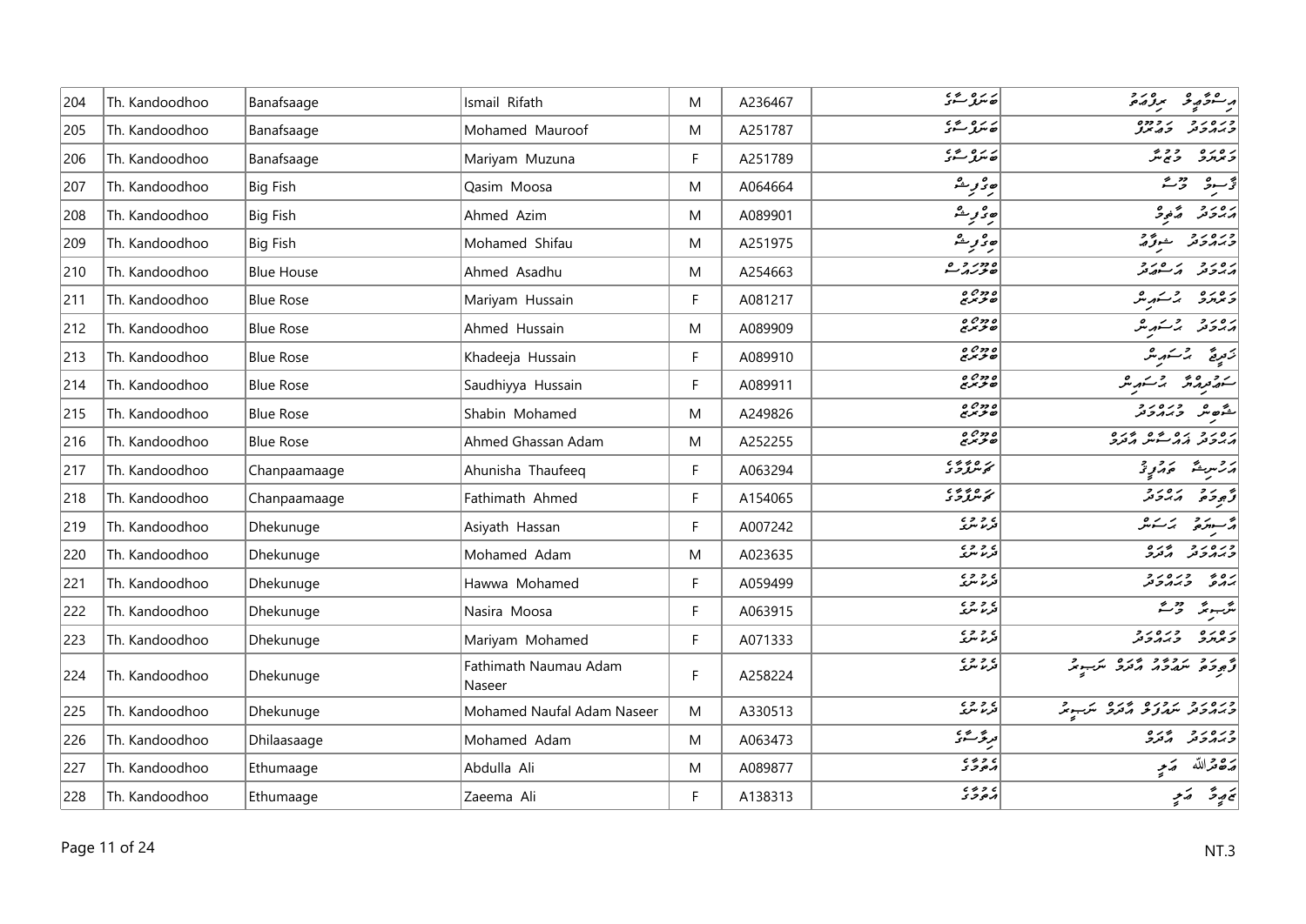| 204 | Th. Kandoodhoo | Banafsaage | Ismail Rifath | M | A236467 | ބަނަފްސާގެ | އިސްމާއިލް ރިފްއަތު |
|---|---|---|---|---|---|---|---|
| 205 | Th. Kandoodhoo | Banafsaage | Mohamed Mauroof | M | A251787 | ބަނަފްސާގެ | މުޙައްމަދު މައުރޫފް |
| 206 | Th. Kandoodhoo | Banafsaage | Mariyam Muzuna | F | A251789 | ބަނަފްސާގެ | މަރިޔަމް މުޒުނާ |
| 207 | Th. Kandoodhoo | Big Fish | Qasim Moosa | M | A064664 | ބިގްފިޝް | ޤާސިމް މޫސާ |
| 208 | Th. Kandoodhoo | Big Fish | Ahmed Azim | M | A089901 | ބިގްފިޝް | އަޙްމަދު އާޒިމް |
| 209 | Th. Kandoodhoo | Big Fish | Mohamed Shifau | M | A251975 | ބިގްފިޝް | މުޙައްމަދު ޝިފާއު |
| 210 | Th. Kandoodhoo | Blue House | Ahmed Asadhu | M | A254663 | ބްލޫހައުސް | އަޙްމަދު އަސަދު |
| 211 | Th. Kandoodhoo | Blue Rose | Mariyam Hussain | F | A081217 | ބްލޫރޯޒް | މަރިޔަމް ހުސައިން |
| 212 | Th. Kandoodhoo | Blue Rose | Ahmed Hussain | M | A089909 | ބްލޫރޯޒް | އަޙްމަދު ހުސައިން |
| 213 | Th. Kandoodhoo | Blue Rose | Khadeeja Hussain | F | A089910 | ބްލޫރޯޒް | ޚަދީޖާ ހުސައިން |
| 214 | Th. Kandoodhoo | Blue Rose | Saudhiyya Hussain | F | A089911 | ބްލޫރޯޒް | ސައުދިއްޔާ ހުސައިން |
| 215 | Th. Kandoodhoo | Blue Rose | Shabin Mohamed | M | A249826 | ބްލޫރޯޒް | ޝާބިން މުޙައްމަދު |
| 216 | Th. Kandoodhoo | Blue Rose | Ahmed Ghassan Adam | M | A252255 | ބްލޫރޯޒް | އަޙްމަދު ޣައްސާން އާދަމް |
| 217 | Th. Kandoodhoo | Chanpaamaage | Ahunisha Thaufeeq | F | A063294 | ޗަންޕާމާގެ | އަހުނިޝާ ތައުފީޤު |
| 218 | Th. Kandoodhoo | Chanpaamaage | Fathimath Ahmed | F | A154065 | ޗަންޕާމާގެ | ފާތިމަތު އަޙްމަދު |
| 219 | Th. Kandoodhoo | Dhekunuge | Asiyath Hassan | F | A007242 | ދެކުނުގެ | އާސިޔަތު ހަސަން |
| 220 | Th. Kandoodhoo | Dhekunuge | Mohamed Adam | M | A023635 | ދެކުނުގެ | މުޙައްމަދު އާދަމް |
| 221 | Th. Kandoodhoo | Dhekunuge | Hawwa Mohamed | F | A059499 | ދެކުނުގެ | ހައްވާ މުޙައްމަދު |
| 222 | Th. Kandoodhoo | Dhekunuge | Nasira Moosa | F | A063915 | ދެކުނުގެ | ނާސިރާ މޫސާ |
| 223 | Th. Kandoodhoo | Dhekunuge | Mariyam Mohamed | F | A071333 | ދެކުނުގެ | މަރިޔަމް މުޙައްމަދު |
| 224 | Th. Kandoodhoo | Dhekunuge | Fathimath Naumau Adam Naseer | F | A258224 | ދެކުނުގެ | ފާތިމަތު ނައުމާއު އާދަމް ނަސީރު |
| 225 | Th. Kandoodhoo | Dhekunuge | Mohamed Naufal Adam Naseer | M | A330513 | ދެކުނުގެ | މުޙައްމަދު ނައުފަލް އާދަމް ނަސީރު |
| 226 | Th. Kandoodhoo | Dhilaasaage | Mohamed Adam | M | A063473 | ދިލާސާގެ | މުޙައްމަދު އާދަމް |
| 227 | Th. Kandoodhoo | Ethumaage | Abdulla Ali | M | A089877 | އެތުމާގެ | އަބްދުﷲ ޢަލީ |
| 228 | Th. Kandoodhoo | Ethumaage | Zaeema Ali | F | A138313 | އެތުމާގެ | ޒައީމާ ޢަލީ |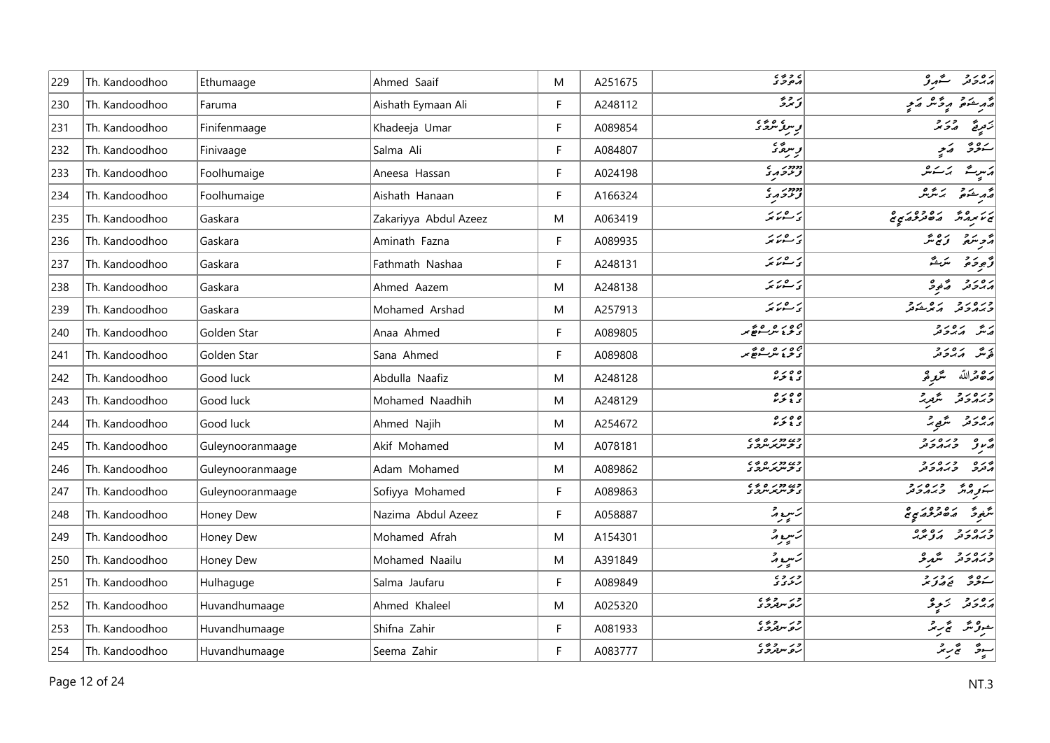| 229 | Th. Kandoodhoo | Ethumaage | Ahmed Saaif | M | A251675 | ގެއްޓުމާގެ | އަހުމަދު ސާއިފު |
|---|---|---|---|---|---|---|---|
| 230 | Th. Kandoodhoo | Faruma | Aishath Eymaan Ali | F | A248112 | ފަރުމާ | އައިޝަތު އީމާން އަލި |
| 231 | Th. Kandoodhoo | Finifenmaage | Khadeeja Umar | F | A089854 | ފިނިފެންމާގެ | ޚަދީޖާ ޢުމަރު |
| 232 | Th. Kandoodhoo | Finivaage | Salma Ali | F | A084807 | ފިނިވާގެ | ސަލްމާ އަލި |
| 233 | Th. Kandoodhoo | Foolhumaige | Aneesa Hassan | F | A024198 | ފޫޅުމައިގެ | އަނީސާ ހަސަން |
| 234 | Th. Kandoodhoo | Foolhumaige | Aishath Hanaan | F | A166324 | ފޫޅުމައިގެ | އައިޝަތު ހަނާން |
| 235 | Th. Kandoodhoo | Gaskara | Zakariyya Abdul Azeez | M | A063419 | ގަސްކަރަ | ޒަކަރިއްޔާ އަބްދުލްޢަޒީޒް |
| 236 | Th. Kandoodhoo | Gaskara | Aminath Fazna | F | A089935 | ގަސްކަރަ | އާމިނަތު ފަޒްނާ |
| 237 | Th. Kandoodhoo | Gaskara | Fathmath Nashaa | F | A248131 | ގަސްކަރަ | ފާތިމަތު ނަޝާ |
| 238 | Th. Kandoodhoo | Gaskara | Ahmed Aazem | M | A248138 | ގަސްކަރަ | އަހުމަދު އާޒިމް |
| 239 | Th. Kandoodhoo | Gaskara | Mohamed Arshad | M | A257913 | ގަސްކަރަ | މުހައްމަދު އަރުޝަދު |
| 240 | Th. Kandoodhoo | Golden Star | Anaa Ahmed | F | A089805 | ގޯލްޑަން ސްޓާރ | އަނާ އަހުމަދު |
| 241 | Th. Kandoodhoo | Golden Star | Sana Ahmed | F | A089808 | ގޯލްޑަން ސްޓާރ | ޝަނާ އަހުމަދު |
| 242 | Th. Kandoodhoo | Good luck | Abdulla Naafiz | M | A248128 | ގުޑްލަކް | އަބްދުﷲ ނާފިޒު |
| 243 | Th. Kandoodhoo | Good luck | Mohamed Naadhih | M | A248129 | ގުޑްލަކް | މުހައްމަދު ނާޟިހު |
| 244 | Th. Kandoodhoo | Good luck | Ahmed Najih | M | A254672 | ގުޑްލަކް | އަހުމަދު ނާޖިހު |
| 245 | Th. Kandoodhoo | Guleynooranmaage | Akif Mohamed | M | A078181 | ގުލޭނޫރަންމާގެ | އާކިފް މުހައްމަދު |
| 246 | Th. Kandoodhoo | Guleynooranmaage | Adam Mohamed | M | A089862 | ގުލޭނޫރަންމާގެ | އާދަމް މުހައްމަދު |
| 247 | Th. Kandoodhoo | Guleynooranmaage | Sofiyya Mohamed | F | A089863 | ގުލޭނޫރަންމާގެ | ސަފިއްޔާ މުހައްމަދު |
| 248 | Th. Kandoodhoo | Honey Dew | Nazima Abdul Azeez | F | A058887 | ހަނީޑިއު | ނާޒިމާ އަބްދުލްޢަޒީޒް |
| 249 | Th. Kandoodhoo | Honey Dew | Mohamed Afrah | M | A154301 | ހަނީޑިއު | މުހައްމަދު އަފްރާހް |
| 250 | Th. Kandoodhoo | Honey Dew | Mohamed Naailu | M | A391849 | ހަނީޑިއު | މުހައްމަދު ނާއިލު |
| 251 | Th. Kandoodhoo | Hulhaguge | Salma Jaufaru | F | A089849 | ހުޅަގުގެ | ސަލްމާ ޖައުފަރު |
| 252 | Th. Kandoodhoo | Huvandhumaage | Ahmed Khaleel | M | A025320 | ހުވަނދުމާގެ | އަހުމަދު ޚަލީލް |
| 253 | Th. Kandoodhoo | Huvandhumaage | Shifna Zahir | F | A081933 | ހުވަނދުމާގެ | ޝިފްނާ ޒާހިރު |
| 254 | Th. Kandoodhoo | Huvandhumaage | Seema Zahir | F | A083777 | ހުވަނދުމާގެ | ސީމާ ޒާހިރު |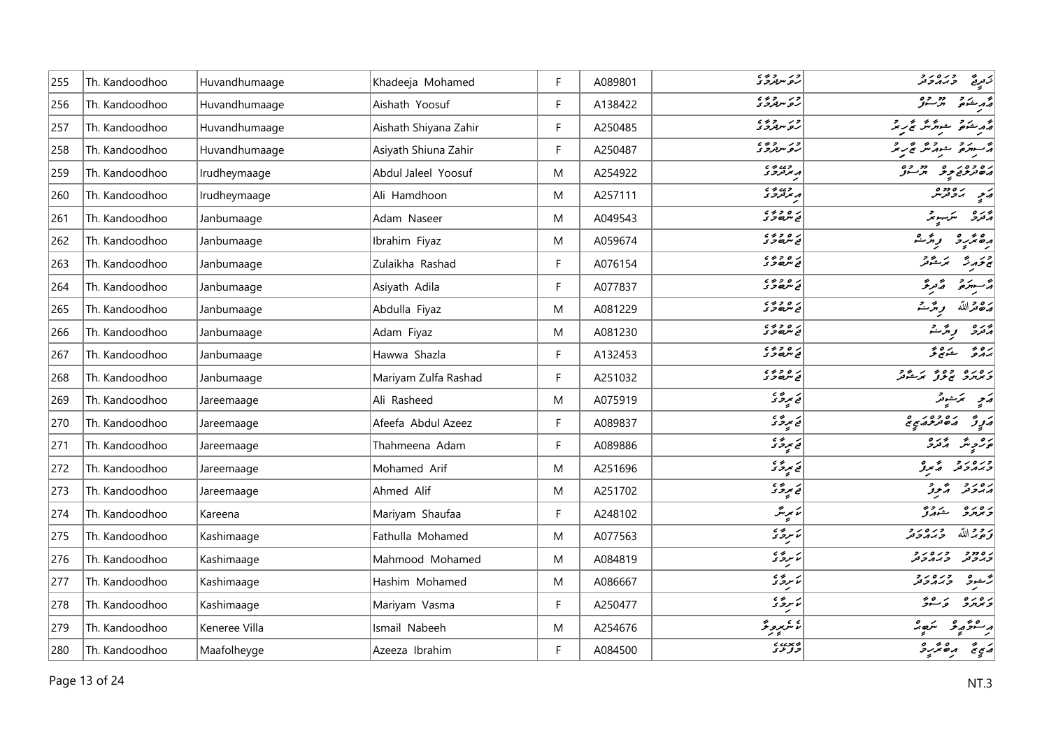| 255 | Th. Kandoodhoo | Huvandhumaage | Khadeeja Mohamed | F | A089801 | ހުވަނދުމާގެ | ޚަދީޖާ މުހައްމަދު |
|---|---|---|---|---|---|---|---|
| 256 | Th. Kandoodhoo | Huvandhumaage | Aishath Yoosuf | F | A138422 | ހުވަނދުމާގެ | އައިޝަތު ޔޫސުފް |
| 257 | Th. Kandoodhoo | Huvandhumaage | Aishath Shiyana Zahir | F | A250485 | ހުވަނދުމާގެ | އައިޝަތު ޝިޔާނާ ޒާހިރު |
| 258 | Th. Kandoodhoo | Huvandhumaage | Asiyath Shiuna Zahir | F | A250487 | ހުވަނދުމާގެ | އާސިޔަތު ޝިއުނާ ޒާހިރު |
| 259 | Th. Kandoodhoo | Irudheymaage | Abdul Jaleel Yoosuf | M | A254922 | އިރުދޭމާގެ | އަބްދުލްޖަލީލް ޔޫސުފް |
| 260 | Th. Kandoodhoo | Irudheymaage | Ali Hamdhoon | M | A257111 | އިރުދޭމާގެ | އަލި ހަމްދޫން |
| 261 | Th. Kandoodhoo | Janbumaage | Adam Naseer | M | A049543 | ޖަނބުމާގެ | އާދަމް ނަސީރު |
| 262 | Th. Kandoodhoo | Janbumaage | Ibrahim Fiyaz | M | A059674 | ޖަނބުމާގެ | އިބްރާހިމް ފިޔާޒް |
| 263 | Th. Kandoodhoo | Janbumaage | Zulaikha Rashad | F | A076154 | ޖަނބުމާގެ | ޒުލައިހާ ރަޝާދު |
| 264 | Th. Kandoodhoo | Janbumaage | Asiyath Adila | F | A077837 | ޖަނބުމާގެ | އާސިޔަތު އާދިލާ |
| 265 | Th. Kandoodhoo | Janbumaage | Abdulla Fiyaz | M | A081229 | ޖަނބުމާގެ | އަބްދުﷲ ފިޔާޒް |
| 266 | Th. Kandoodhoo | Janbumaage | Adam Fiyaz | M | A081230 | ޖަނބުމާގެ | އާދަމް ފިޔާޒް |
| 267 | Th. Kandoodhoo | Janbumaage | Hawwa Shazla | F | A132453 | ޖަނބުމާގެ | ހައްވާ ޝަޒްލާ |
| 268 | Th. Kandoodhoo | Janbumaage | Mariyam Zulfa Rashad | F | A251032 | ޖަނބުމާގެ | މަރިޔަމް ޒުލްފާ ރަޝާދު |
| 269 | Th. Kandoodhoo | Jareemaage | Ali Rasheed | M | A075919 | ޖަރީމާގެ | އަލި ރަޝީދު |
| 270 | Th. Kandoodhoo | Jareemaage | Afeefa Abdul Azeez | F | A089837 | ޖަރީމާގެ | އަފީފާ އަބްދުލްއަޒީޒު |
| 271 | Th. Kandoodhoo | Jareemaage | Thahmeena Adam | F | A089886 | ޖަރީމާގެ | ތަހްމީނާ އާދަމް |
| 272 | Th. Kandoodhoo | Jareemaage | Mohamed Arif | M | A251696 | ޖަރީމާގެ | މުހައްމަދު އާރިފް |
| 273 | Th. Kandoodhoo | Jareemaage | Ahmed Alif | M | A251702 | ޖަރީމާގެ | އަހްމަދު އާލިފު |
| 274 | Th. Kandoodhoo | Kareena | Mariyam Shaufaa | F | A248102 | ކަރީނާ | މަރިޔަމް ޝައުފާ |
| 275 | Th. Kandoodhoo | Kashimaage | Fathulla Mohamed | M | A077563 | ކަށިމާގެ | ފަތުحُﷲ މުހައްމަދު |
| 276 | Th. Kandoodhoo | Kashimaage | Mahmood Mohamed | M | A084819 | ކަށިމާގެ | މަހްމޫދު މުހައްމަދު |
| 277 | Th. Kandoodhoo | Kashimaage | Hashim Mohamed | M | A086667 | ކަށިމާގެ | ހާޝިމް މުހައްމަދު |
| 278 | Th. Kandoodhoo | Kashimaage | Mariyam Vasma | F | A250477 | ކަށިމާގެ | މަރިޔަމް ވަސްމާ |
| 279 | Th. Kandoodhoo | Kenereee Villa | Ismail Nabeeh | M | A254676 | ކެނެރީވިލާ | އިސްމާއީލް ނަބީހް |
| 280 | Th. Kandoodhoo | Maafolheyge | Azeeza Ibrahim | F | A084500 | މާފޮޅޭގެ | އަޒީޒާ އިބްރާހިމް |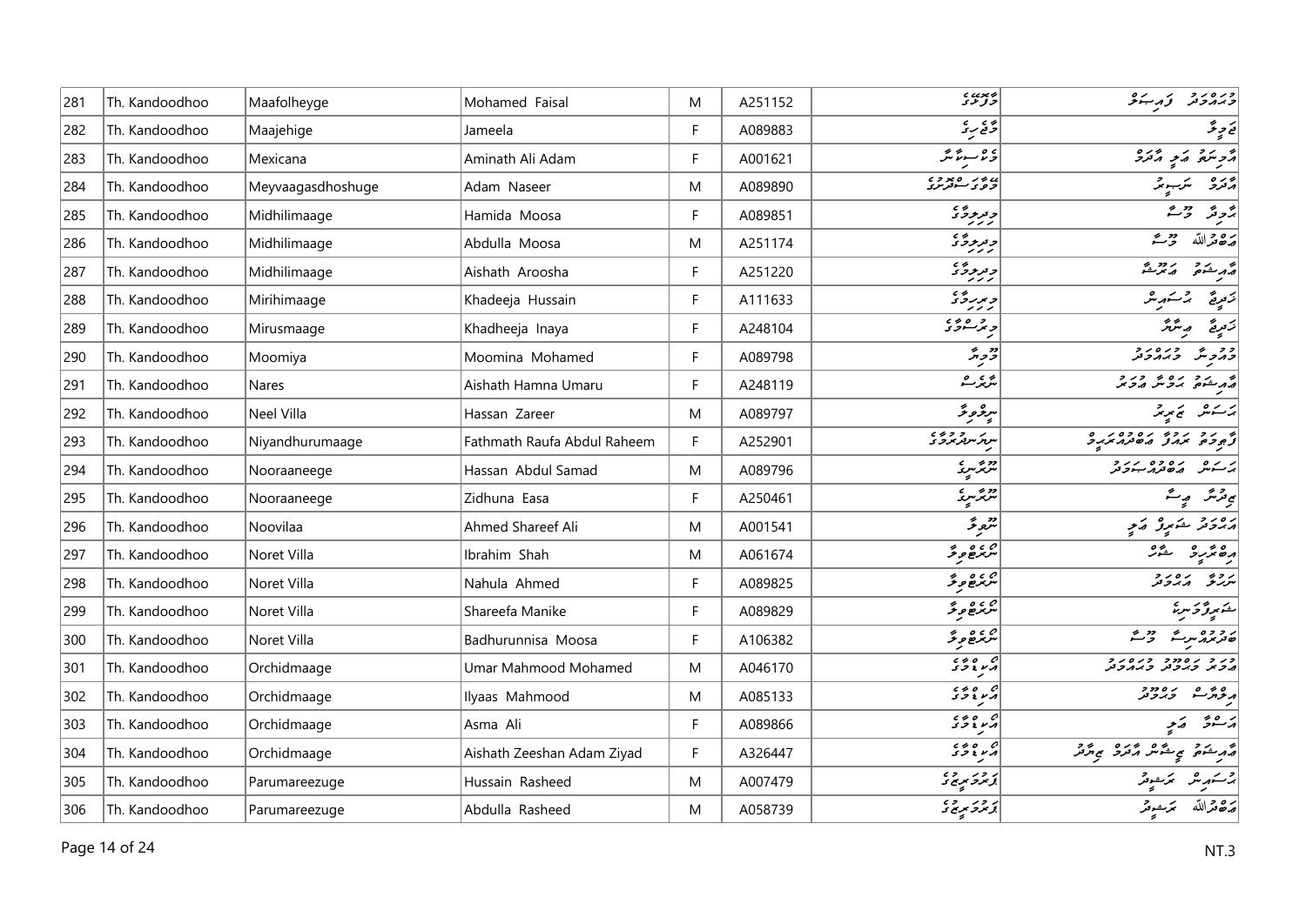| 281 | Th. Kandoodhoo | Maafolheyge | Mohamed Faisal | M | A251152 | މާފޮޅޭގެ | މުހައްމަދު ފައިސަލް |
|---|---|---|---|---|---|---|---|
| 282 | Th. Kandoodhoo | Maajehige | Jameela | F | A089883 | މާޖެހިގެ | ޖަމީލާ |
| 283 | Th. Kandoodhoo | Mexicana | Aminath Ali Adam | F | A001621 | މެކްސިކާނާ | އާމިނަތު ޢަލީ އާދަމް |
| 284 | Th. Kandoodhoo | Meyvaagasdhoshuge | Adam Naseer | M | A089890 | މޭވާގަސްދޮށުގެ | އާދަމް ނަސީރު |
| 285 | Th. Kandoodhoo | Midhilimaage | Hamida Moosa | F | A089851 | މިދިލިމާގެ | ހާމިދާ މޫސާ |
| 286 | Th. Kandoodhoo | Midhilimaage | Abdulla Moosa | M | A251174 | މިދިލިމާގެ | އަބްދުﷲ މޫސާ |
| 287 | Th. Kandoodhoo | Midhilimaage | Aishath Aroosha | F | A251220 | މިދިލިމާގެ | އައިޝަތު އަރޫޝާ |
| 288 | Th. Kandoodhoo | Mirihimaage | Khadeeja Hussain | F | A111633 | މިރިހިމާގެ | ޚަދީޖާ ހުސައިން |
| 289 | Th. Kandoodhoo | Mirusmaage | Khadheeja Inaya | F | A248104 | މިރުސްމާގެ | ޚަދީޖާ އިނާޔާ |
| 290 | Th. Kandoodhoo | Moomiya | Moomina Mohamed | F | A089798 | މޫމިޔާ | މޫމިނާ މުހައްމަދު |
| 291 | Th. Kandoodhoo | Nares | Aishath Hamna Umaru | F | A248119 | ނަރެސް | އައިޝަތު ހަމްނާ އުމަރު |
| 292 | Th. Kandoodhoo | Neel Villa | Hassan Zareer | M | A089797 | ނީލްވިލާ | ހަސަން ޒަރީރު |
| 293 | Th. Kandoodhoo | Niyandhurumaage | Fathmath Raufa Abdul Raheem | F | A252901 | ނިޔަންދުރުމާގެ | ފާތިމަތު ރައުފާ އަބްދުއްރަޙީމް |
| 294 | Th. Kandoodhoo | Nooraaneege | Hassan Abdul Samad | M | A089796 | ނޫރާނީގެ | ހަސަން އަބްދުއްސަމަދު |
| 295 | Th. Kandoodhoo | Nooraaneege | Zidhuna Easa | F | A250461 | ނޫރާނީގެ | ޒިދުނާ ޢީސާ |
| 296 | Th. Kandoodhoo | Noovilaa | Ahmed Shareef Ali | M | A001541 | ނޫވިލާ | އަހްމަދު ޝަރީފު ޢަލީ |
| 297 | Th. Kandoodhoo | Noret Villa | Ibrahim Shah | M | A061674 | ނޯރެޓްވިލާ | އިބްރާހީމް ޝާހް |
| 298 | Th. Kandoodhoo | Noret Villa | Nahula Ahmed | F | A089825 | ނޯރެޓްވިލާ | ނަހުލާ އަހްމަދު |
| 299 | Th. Kandoodhoo | Noret Villa | Shareefa Manike | F | A089829 | ނޯރެޓްވިލާ | ޝަރީފާމަނިކެ |
| 300 | Th. Kandoodhoo | Noret Villa | Badhurunnisa Moosa | F | A106382 | ނޯރެޓްވިލާ | ބަދުރުންނިސާ މޫސާ |
| 301 | Th. Kandoodhoo | Orchidmaage | Umar Mahmood Mohamed | M | A046170 | އޯކިޑްމާގެ | އުމަރު މަޙްމޫދު މުހައްމަދު |
| 302 | Th. Kandoodhoo | Orchidmaage | Ilyaas Mahmood | M | A085133 | އޯކިޑްމާގެ | އިލްޔާސް މަޙްމޫދު |
| 303 | Th. Kandoodhoo | Orchidmaage | Asma Ali | F | A089866 | އޯކިޑްމާގެ | އަސްމާ ޢަލީ |
| 304 | Th. Kandoodhoo | Orchidmaage | Aishath Zeeshan Adam Ziyad | F | A326447 | އޯކިޑްމާގެ | އައިޝަތު ޒީޝާން އާދަމް ޒިޔާދު |
| 305 | Th. Kandoodhoo | Parumareezuge | Hussain Rasheed | M | A007479 | ޕަރުމަރީޒުގެ | ހުސައިން ރަޝީދު |
| 306 | Th. Kandoodhoo | Parumareezuge | Abdulla Rasheed | M | A058739 | ޕަރުމަރީޒުގެ | އަބްދުﷲ ރަޝީދު |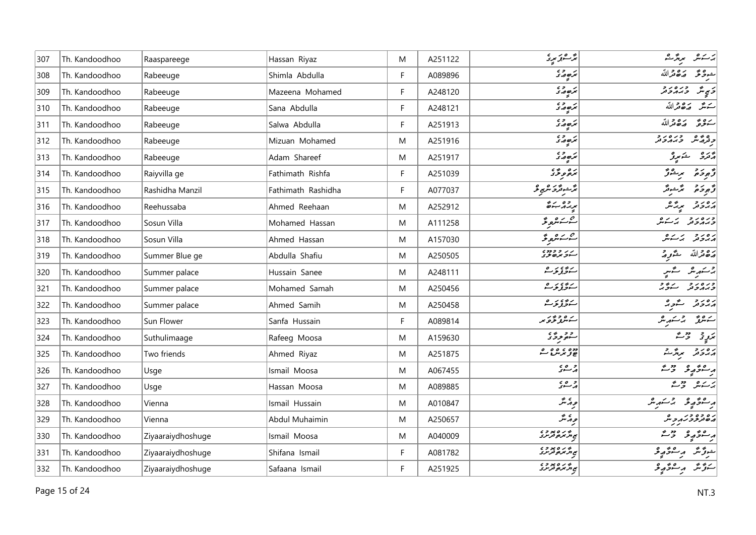| 307 | Th. Kandoodhoo | Raaspareege | Hassan Riyaz | M | A251122 | ރާސްޕަރީގެ | ހަސަން ރިޔާޒް |
|---|---|---|---|---|---|---|---|
| 308 | Th. Kandoodhoo | Rabeeuge | Shimla Abdulla | F | A089896 | ރަބީއުގެ | ޝިމްލާ އަބްދުﷲ |
| 309 | Th. Kandoodhoo | Rabeeuge | Mazeena Mohamed | F | A248120 | ރަބީއުގެ | މަޒީނާ މުޙައްމަދު |
| 310 | Th. Kandoodhoo | Rabeeuge | Sana Abdulla | F | A248121 | ރަބީއުގެ | ސަނާ އަބްދުﷲ |
| 311 | Th. Kandoodhoo | Rabeeuge | Salwa Abdulla | F | A251913 | ރަބީއުގެ | ސަލްވާ އަބްދުﷲ |
| 312 | Th. Kandoodhoo | Rabeeuge | Mizuan Mohamed | M | A251916 | ރަބީއުގެ | މިޒުއާން މުޙައްމަދު |
| 313 | Th. Kandoodhoo | Rabeeuge | Adam Shareef | M | A251917 | ރަބީއުގެ | އާދަމް ޝަރީފް |
| 314 | Th. Kandoodhoo | Raiyvilla ge | Fathimath Rishfa | F | A251039 | ރައްވިލާގެ | ފާތިމަތު ރިޝްފާ |
| 315 | Th. Kandoodhoo | Rashidha Manzil | Fathimath Rashidha | F | A077037 | ރާޝިދާމަންޒިލް | ފާތިމަތު ރާޝިދާ |
| 316 | Th. Kandoodhoo | Reehussaba | Ahmed Reehaan | M | A252912 | ރީހުސަބާ | އަޙްމަދު ރީހާން |
| 317 | Th. Kandoodhoo | Sosun Villa | Mohamed Hassan | M | A111258 | ސޯސަންވިލާ | މުޙައްމަދު ހަސަން |
| 318 | Th. Kandoodhoo | Sosun Villa | Ahmed Hassan | M | A157030 | ސޯސަންވިލާ | އަޙްމަދު ހަސަން |
| 319 | Th. Kandoodhoo | Summer Blue ge | Abdulla Shafiu | M | A250505 | ސަމަރ ބްލޫގެ | އަބްދުﷲ ޝާފިއު |
| 320 | Th. Kandoodhoo | Summer palace | Hussain Sanee | M | A248111 | ސަމަރޕެލަސް | ހުސައިން ސާނީ |
| 321 | Th. Kandoodhoo | Summer palace | Mohamed Samah | M | A250456 | ސަމަރޕެލަސް | މުޙައްމަދު ސަމާޙު |
| 322 | Th. Kandoodhoo | Summer palace | Ahmed Samih | M | A250458 | ސަމަރޕެލަސް | އަޙްމަދު ސާމިޙު |
| 323 | Th. Kandoodhoo | Sun Flower | Sanfa Hussain | F | A089814 | ސަންފްލަވަރ | ސަންފާ ހުސައިން |
| 324 | Th. Kandoodhoo | Suthulimaage | Rafeeg Moosa | M | A159630 | ސުތުލިމާގެ | ރަފީގު މޫސާ |
| 325 | Th. Kandoodhoo | Two friends | Ahmed Riyaz | M | A251875 | ޓޫފްރެންޑްސް | އަޙްމަދު ރިޔާޒު |
| 326 | Th. Kandoodhoo | Usge | Ismail Moosa | M | A067455 | އުސްގެ | އިސްމާޢީލް މޫސާ |
| 327 | Th. Kandoodhoo | Usge | Hassan Moosa | M | A089885 | އުސްގެ | ހަސަން މޫސާ |
| 328 | Th. Kandoodhoo | Vienna | Ismail Hussain | M | A010847 | ވިއެނާ | އިސްމާޢީލް ހުސައިން |
| 329 | Th. Kandoodhoo | Vienna | Abdul Muhaimin | M | A250657 | ވިއެނާ | އަބްދުލްމުހައިމިން |
| 330 | Th. Kandoodhoo | Ziyaaraiydhoshuge | Ismail Moosa | M | A040009 | ޒިޔާރައްދޮށުގެ | އިސްމާޢީލް މޫސާ |
| 331 | Th. Kandoodhoo | Ziyaaraiydhoshuge | Shifana Ismail | F | A081782 | ޒިޔާރައްދޮށުގެ | ޝިފާނާ އިސްމާޢީލް |
| 332 | Th. Kandoodhoo | Ziyaaraiydhoshuge | Safaana Ismail | F | A251925 | ޒިޔާރައްދޮށުގެ | ސަފާނާ އިސްމާޢީލް |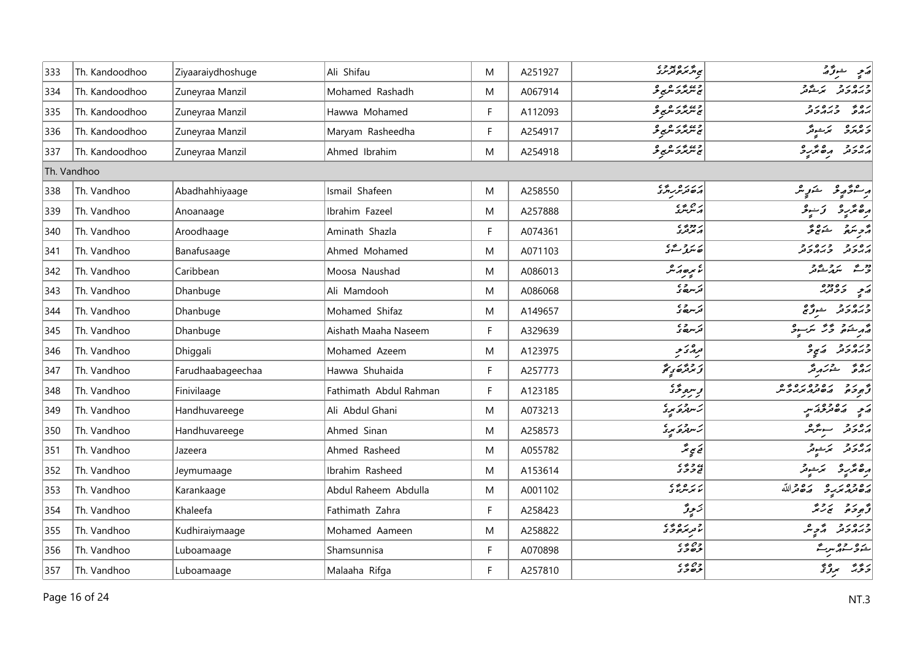| 333 | Th. Kandoodhoo | Ziyaaraiydhoshuge | Ali Shifau | M | A251927 | ޒިޔާރައިދޮށުގެ | އަލި ޝިފާއު |
|---|---|---|---|---|---|---|---|
| 334 | Th. Kandoodhoo | Zuneyraa Manzil | Mohamed Rashadh | M | A067914 | ޒުނޭރާމަންޒިލް | މުޙައްމަދު ރަޝާދު |
| 335 | Th. Kandoodhoo | Zuneyraa Manzil | Hawwa Mohamed | F | A112093 | ޒުނޭރާމަންޒިލް | ޙައްވާ މުޙައްމަދު |
| 336 | Th. Kandoodhoo | Zuneyraa Manzil | Maryam Rasheedha | F | A254917 | ޒުނޭރާމަންޒިލް | މަރްޔަމް ރަޝީދާ |
| 337 | Th. Kandoodhoo | Zuneyraa Manzil | Ahmed Ibrahim | M | A254918 | ޒުނޭރާމަންޒިލް | އަޙްމަދު އިބްރާހިމް |
| Th. Vandhoo | | | | | | | |
| 338 | Th. Vandhoo | Abadhahhiyaage | Ismail Shafeen | M | A258550 | އަބަދަހްހިޔާގެ | އިސްމާއީލް ޝަފީން |
| 339 | Th. Vandhoo | Anoanaage | Ibrahim Fazeel | M | A257888 | އަނޯނާގެ | އިބްރާހިމް ފަޒީލް |
| 340 | Th. Vandhoo | Aroodhaage | Aminath Shazla | F | A074361 | އަރޫދާގެ | އާމިނަތު ޝަޒްލާ |
| 341 | Th. Vandhoo | Banafusaage | Ahmed Mohamed | M | A071103 | ބަނަފުސާގެ | އަޙްމަދު މުޙައްމަދު |
| 342 | Th. Vandhoo | Caribbean | Moosa Naushad | M | A086013 | ކެރިބިއަން | މޫސާ ނައުޝާދު |
| 343 | Th. Vandhoo | Dhanbuge | Ali Mamdooh | M | A086068 | ދަނބުގެ | އަލި މަމްދޫޙް |
| 344 | Th. Vandhoo | Dhanbuge | Mohamed Shifaz | M | A149657 | ދަނބުގެ | މުޙައްމަދު ޝިފާޒް |
| 345 | Th. Vandhoo | Dhanbuge | Aishath Maaha Naseem | F | A329639 | ދަނބުގެ | އާއިޝަތު މާހާ ނަސީމް |
| 346 | Th. Vandhoo | Dhiggali | Mohamed Azeem | M | A123975 | ދިއްގަލި | މުޙައްމަދު އަޒީމް |
| 347 | Th. Vandhoo | Farudhaabageechaa | Hawwa Shuhaida | F | A257773 | ފަރުދާބަގީޗާ | ޙައްވާ ޝުހައިދާ |
| 348 | Th. Vandhoo | Finivilaage | Fathimath Abdul Rahman | F | A123185 | ފިނިވިލާގެ | ފާތިމަތު ޢަބްދުއްރަޙްމާން |
| 349 | Th. Vandhoo | Handhuvareege | Ali Abdul Ghani | M | A073213 | ހަނދުވަރީގެ | އަލި ޢަބްދުލްޣަނީ |
| 350 | Th. Vandhoo | Handhuvareege | Ahmed Sinan | M | A258573 | ހަނދުވަރީގެ | އަޙްމަދު ސިނާން |
| 351 | Th. Vandhoo | Jazeera | Ahmed Rasheed | M | A055782 | ޖަޒީރާ | އަޙްމަދު ރަޝީދު |
| 352 | Th. Vandhoo | Jeymumaage | Ibrahim Rasheed | M | A153614 | ޖޭމުމާގެ | އިބްރާހިމް ރަޝީދު |
| 353 | Th. Vandhoo | Karankaage | Abdul Raheem Abdulla | M | A001102 | ކަރަންކާގެ | ޢަބްދުއްރަޙީމް ޢަބްދުﷲ |
| 354 | Th. Vandhoo | Khaleefa | Fathimath Zahra | F | A258423 | ޚަލީފާ | ފާތިމަތު ޒަހްރާ |
| 355 | Th. Vandhoo | Kudhiraiymaage | Mohamed Aameen | M | A258822 | ކުދިރައިމާގެ | މުޙައްމަދު އާމީން |
| 356 | Th. Vandhoo | Luboamaage | Shamsunnisa | F | A070898 | ލުބޯމާގެ | ޝަމްސުންނިސާ |
| 357 | Th. Vandhoo | Luboamaage | Malaaha Rifga | F | A257810 | ލުބޯމާގެ | މަލާހާ ރިފްގާ |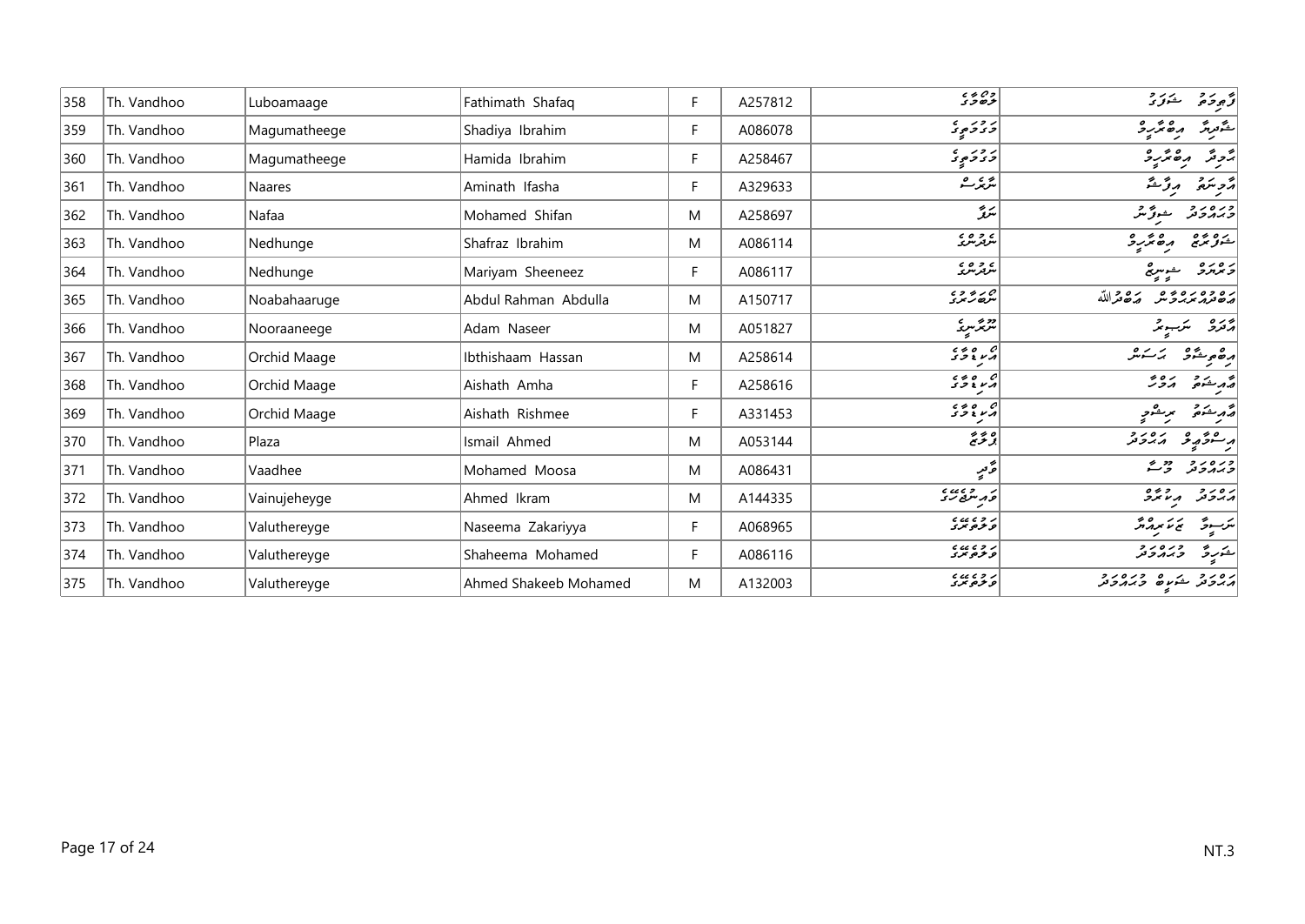| 358 | Th. Vandhoo | Luboamaage | Fathimath Shafaq | F | A257812 | ޢުބޯމާގެ | ފާތިމަތު ޝަފަޤު |
|---|---|---|---|---|---|---|---|
| 359 | Th. Vandhoo | Magumatheege | Shadiya Ibrahim | F | A086078 | މަގުމަތީގެ | ޝާދިޔާ އިބްރާހީމް |
| 360 | Th. Vandhoo | Magumatheege | Hamida Ibrahim | F | A258467 | މަގުމަތީގެ | ހާމިދާ އިބްރާހީމް |
| 361 | Th. Vandhoo | Naares | Aminath Ifasha | F | A329633 | ނާރެސް | އާމިނަތު އިފާޝާ |
| 362 | Th. Vandhoo | Nafaa | Mohamed Shifan | M | A258697 | ނަފާ | މުހައްމަދު ޝިފާން |
| 363 | Th. Vandhoo | Nedhunge | Shafraz Ibrahim | M | A086114 | ނެދުންގެ | ޝަފްރާޒް އިބްރާހީމް |
| 364 | Th. Vandhoo | Nedhunge | Mariyam Sheeneez | F | A086117 | ނެދުންގެ | މަރިޔަމް ޝީނީޒް |
| 365 | Th. Vandhoo | Noabahaaruge | Abdul Rahman Abdulla | M | A150717 | ނޯބަހާރުގެ | އަބްދުއްރަޙްމާން އަބްދުﷲ |
| 366 | Th. Vandhoo | Nooraaneege | Adam Naseer | M | A051827 | ނޫރާނީގެ | އާދަމް ނަސީރު |
| 367 | Th. Vandhoo | Orchid Maage | Ibthishaam Hassan | M | A258614 | އޯކިޑްމާގެ | އިބްތިޝާމް ހަސަން |
| 368 | Th. Vandhoo | Orchid Maage | Aishath Amha | F | A258616 | އޯކިޑްމާގެ | އައިޝަތު އަމްހާ |
| 369 | Th. Vandhoo | Orchid Maage | Aishath Rishmee | F | A331453 | އޯކިޑްމާގެ | އައިޝަތު ރިޝްމީ |
| 370 | Th. Vandhoo | Plaza | Ismail Ahmed | M | A053144 | ޕްލާޒާ | އިސްމާޢީލް އަޙްމަދު |
| 371 | Th. Vandhoo | Vaadhee | Mohamed Moosa | M | A086431 | ވާދީ | މުޙައްމަދު މޫސާ |
| 372 | Th. Vandhoo | Vainujeheyge | Ahmed Ikram | M | A144335 | ވައިނުޖެހޭގެ | އަޙްމަދު އިކްރާމް |
| 373 | Th. Vandhoo | Valuthereyge | Naseema Zakariyya | F | A068965 | ވަލުތެރޭގެ | ނަސީމާ ޒަކަރިއްޔާ |
| 374 | Th. Vandhoo | Valuthereyge | Shaheema Mohamed | F | A086116 | ވަލުތެރޭގެ | ޝަހީމާ މުޙައްމަދު |
| 375 | Th. Vandhoo | Valuthereyge | Ahmed Shakeeb Mohamed | M | A132003 | ވަލުތެރޭގެ | އަޙްމަދު ޝަކީބު މުޙައްމަދު |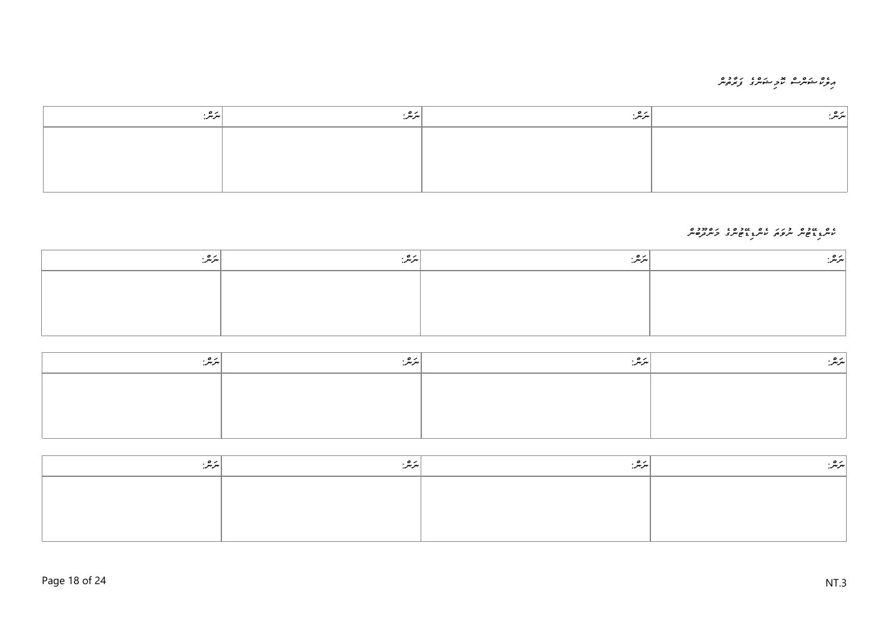# ދިވެހިބަހުން ކޮޅިޔަތަކަށް ފާހަގަކުރެއްވި ފަރާތްތައް (Dhivehi heading)

| ނަން: | ނަން: | ނަން: | ނަން: |
|---|---|---|---|
| | | | |

## ކެންޑިޑޭޓުން ނޫނީ ކެންޑިޑޭޓުން ބޭނުންވާ ޙާލަތް

| ނަން: | ނަން: | ނަން: | ނަން: |
|---|---|---|---|
| | | | |

| ނަން: | ނަން: | ނަން: | ނަން: |
|---|---|---|---|
| | | | |

| ނަން: | ނަން: | ނަން: | ނަން: |
|---|---|---|---|
| | | | |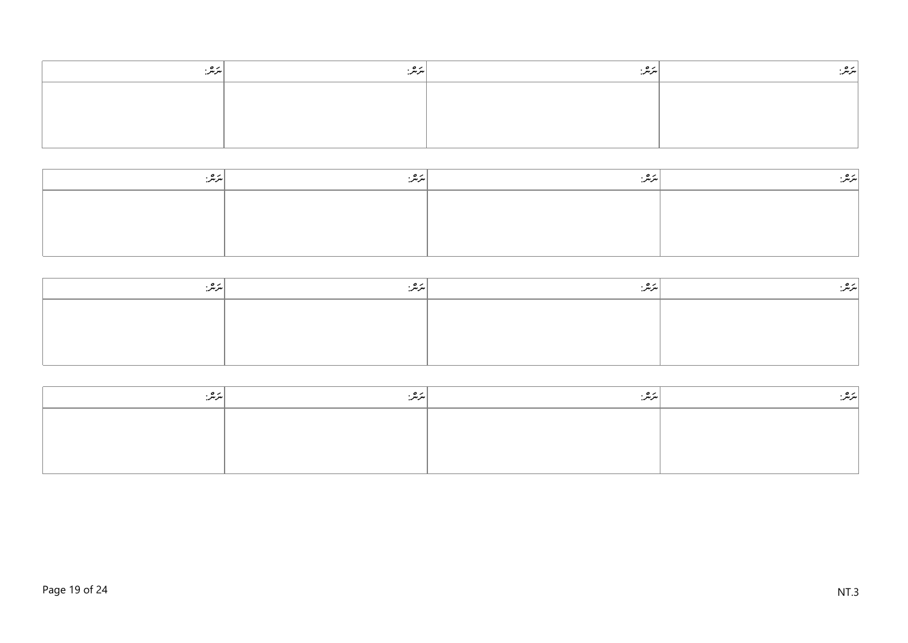| މަރުލާ: | މަރުލާ: | މަރުލާ: | މަރުލާ: |
|---|---|---|---|
| | | | |

| މަރުލާ: | މަރުލާ: | މަރުލާ: | މަރުލާ: |
|---|---|---|---|
| | | | |

| މަރުލާ: | މަރުލާ: | މަރުލާ: | މަރުލާ: |
|---|---|---|---|
| | | | |

| މަރުލާ: | މަރުލާ: | މަރުލާ: | މަރުލާ: |
|---|---|---|---|
| | | | |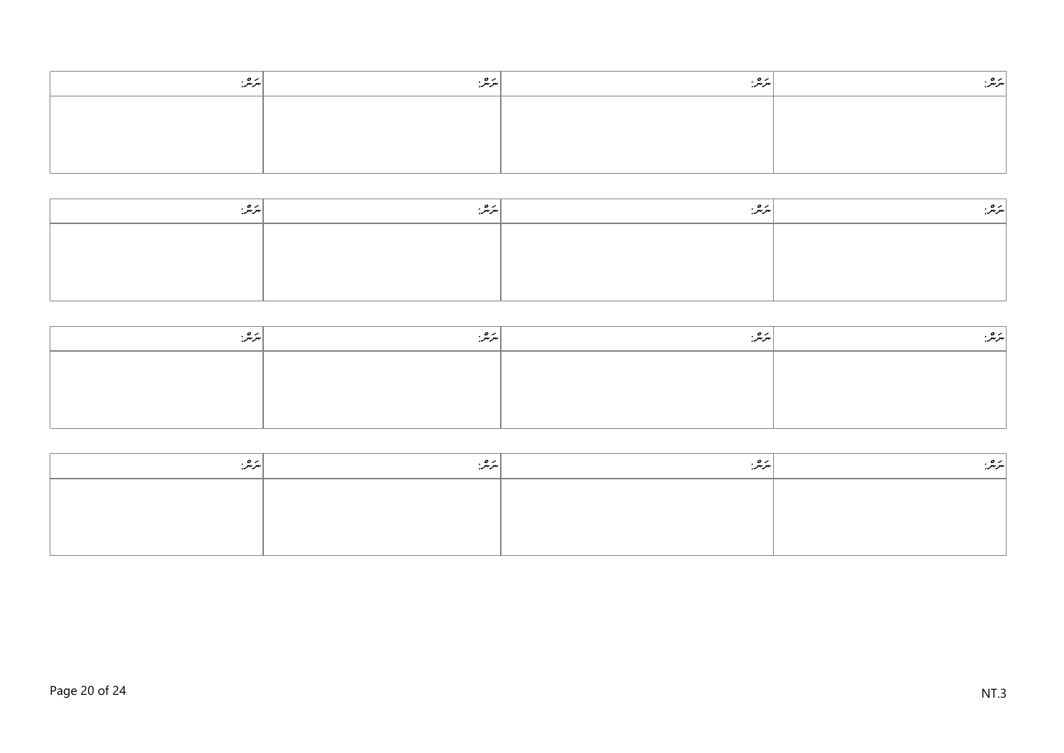| ނަންބަރު: | ނަންބަރު: | ނަންބަރު: | ނަންބަރު: |
|---|---|---|---|
| | | | |

| ނަންބަރު: | ނަންބަރު: | ނަންބަރު: | ނަންބަރު: |
|---|---|---|---|
| | | | |

| ނަންބަރު: | ނަންބަރު: | ނަންބަރު: | ނަންބަރު: |
|---|---|---|---|
| | | | |

| ނަންބަރު: | ނަންބަރު: | ނަންބަރު: | ނަންބަރު: |
|---|---|---|---|
| | | | |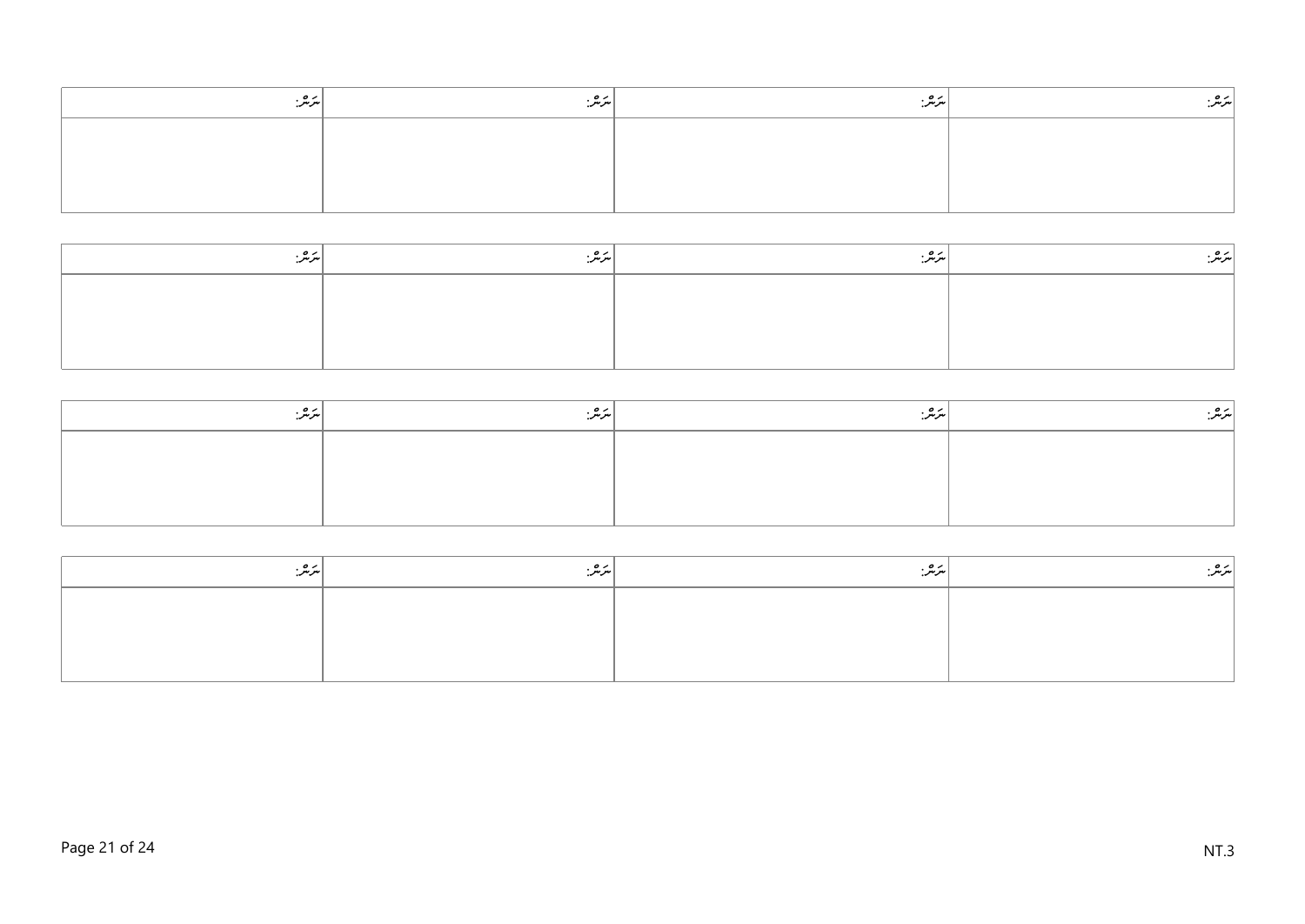| ނަރަދ: | ނަރަދ: | ނަރަދ: | ނަރަދ: |
| --- | --- | --- | --- |
| | | | |

| ނަރަދ: | ނަރަދ: | ނަރަދ: | ނަރަދ: |
| --- | --- | --- | --- |
| | | | |

| ނަރަދ: | ނަރަދ: | ނަރަދ: | ނަރަދ: |
| --- | --- | --- | --- |
| | | | |

| ނަރަދ: | ނަރަދ: | ނަރަދ: | ނަރަދ: |
| --- | --- | --- | --- |
| | | | |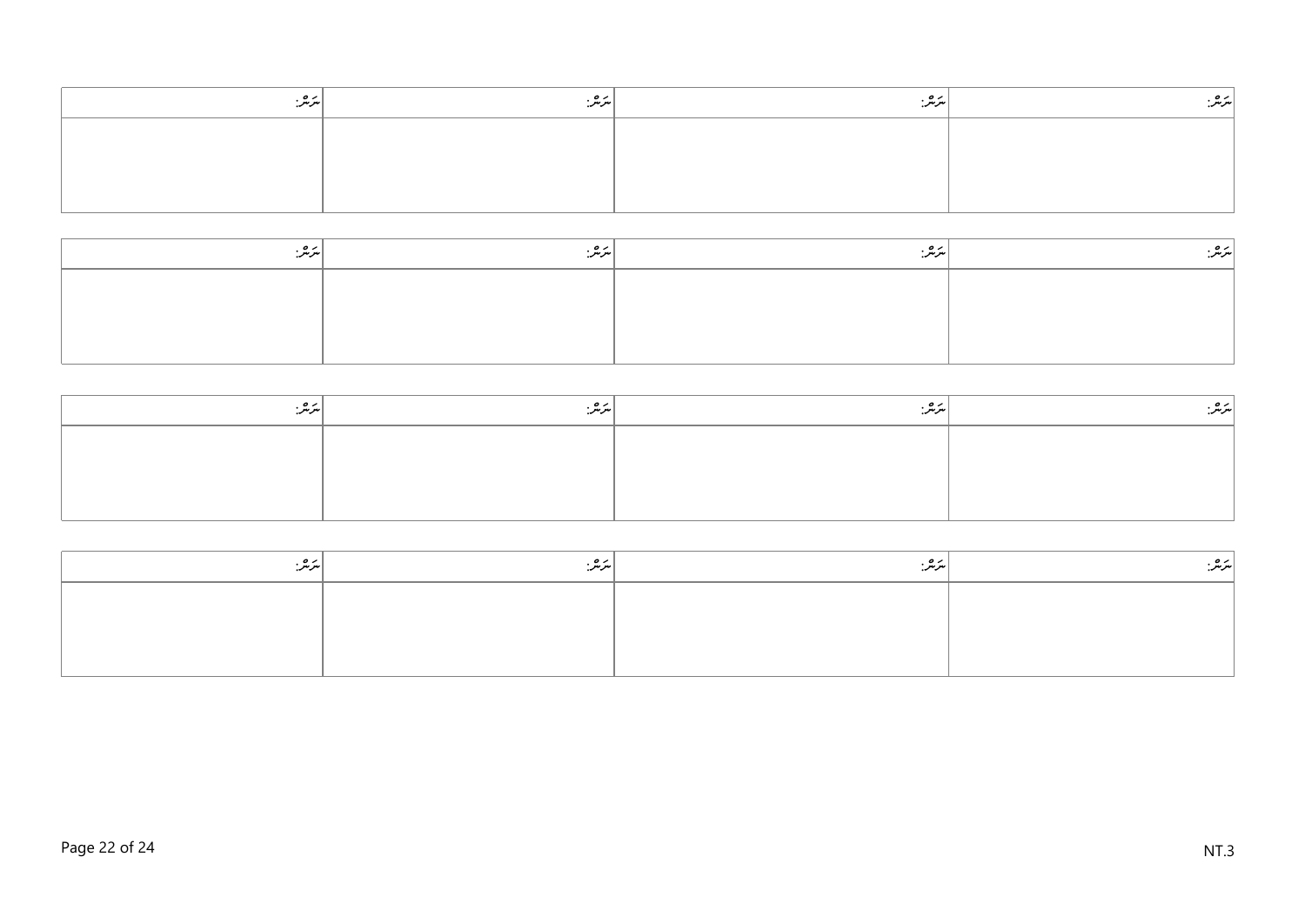| ނަރަށް: | ނަރަށް: | ނަރަށް: | ނަރަށް: |
| --- | --- | --- | --- |
| | | | |

| ނަރަށް: | ނަރަށް: | ނަރަށް: | ނަރަށް: |
| --- | --- | --- | --- |
| | | | |

| ނަރަށް: | ނަރަށް: | ނަރަށް: | ނަރަށް: |
| --- | --- | --- | --- |
| | | | |

| ނަރަށް: | ނަރަށް: | ނަރަށް: | ނަރަށް: |
| --- | --- | --- | --- |
| | | | |

NT.3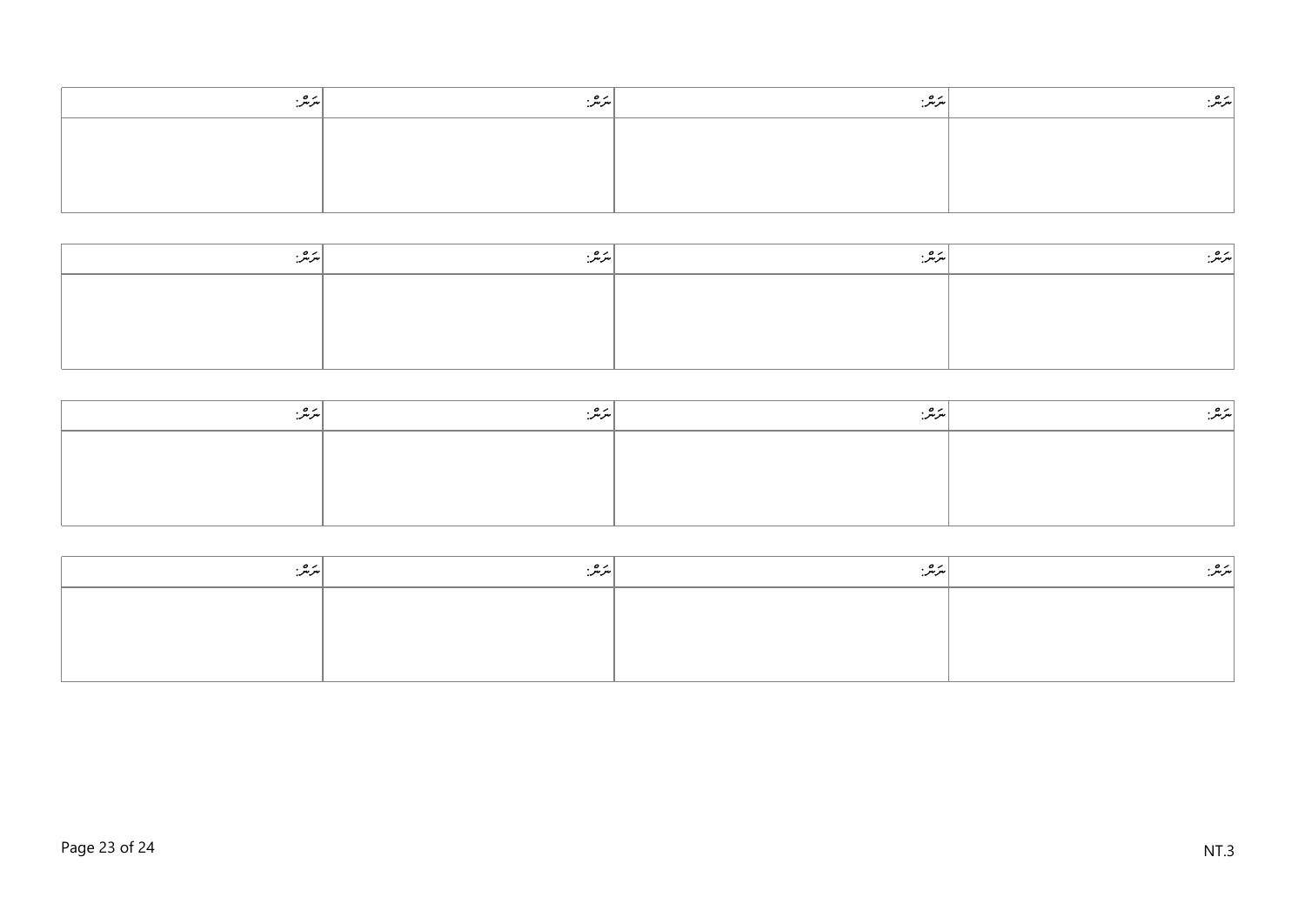| �miserable |

| ނަރުދ: | ނަރުދ: | ނަރުދ: | ނަރުދ: |
|---|---|---|---|
| | | | |

| ނަރުދ: | ނަރުދ: | ނަރުދ: | ނަރުދ: |
|---|---|---|---|
| | | | |

| ނަރުދ: | ނަރުދ: | ނަރުދ: | ނަރުދ: |
|---|---|---|---|
| | | | |

| ނަރުދ: | ނަރުދ: | ނަރުދ: | ނަރުދ: |
|---|---|---|---|
| | | | |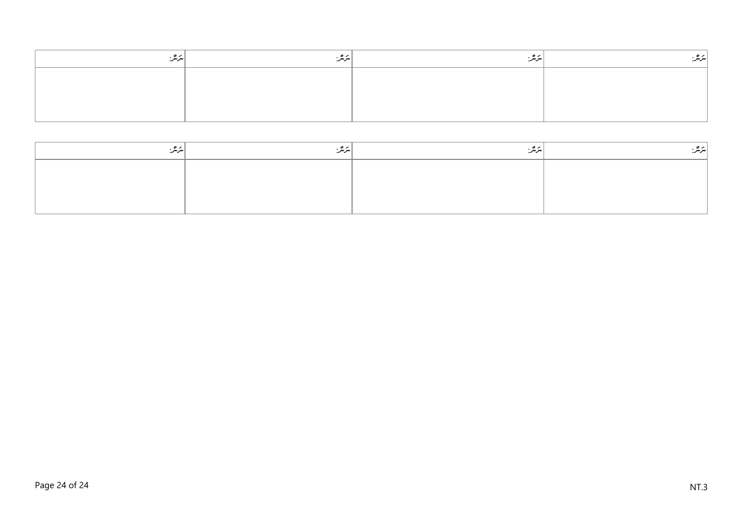| ނަރަދ: | ނަރަދ: | ނަރަދ: | ނަރަދ: |
| --- | --- | --- | --- |
| | | | |

| ނަރަދ: | ނަރަދ: | ނަރަދ: | ނަރަދ: |
| --- | --- | --- | --- |
| | | | |